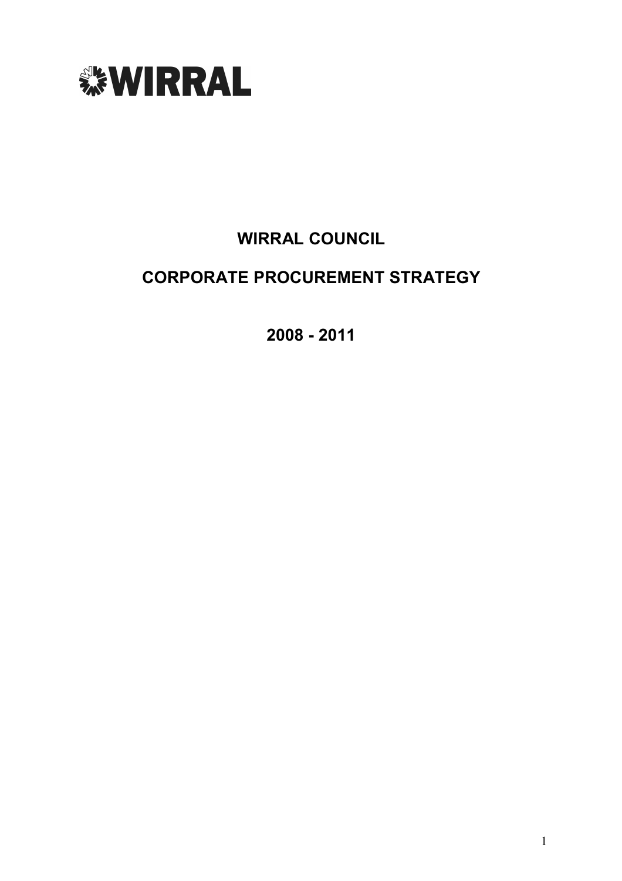WIRRAL

# WIRRAL COUNCIL

# CORPORATE PROCUREMENT STRATEGY

## 2008 - 2011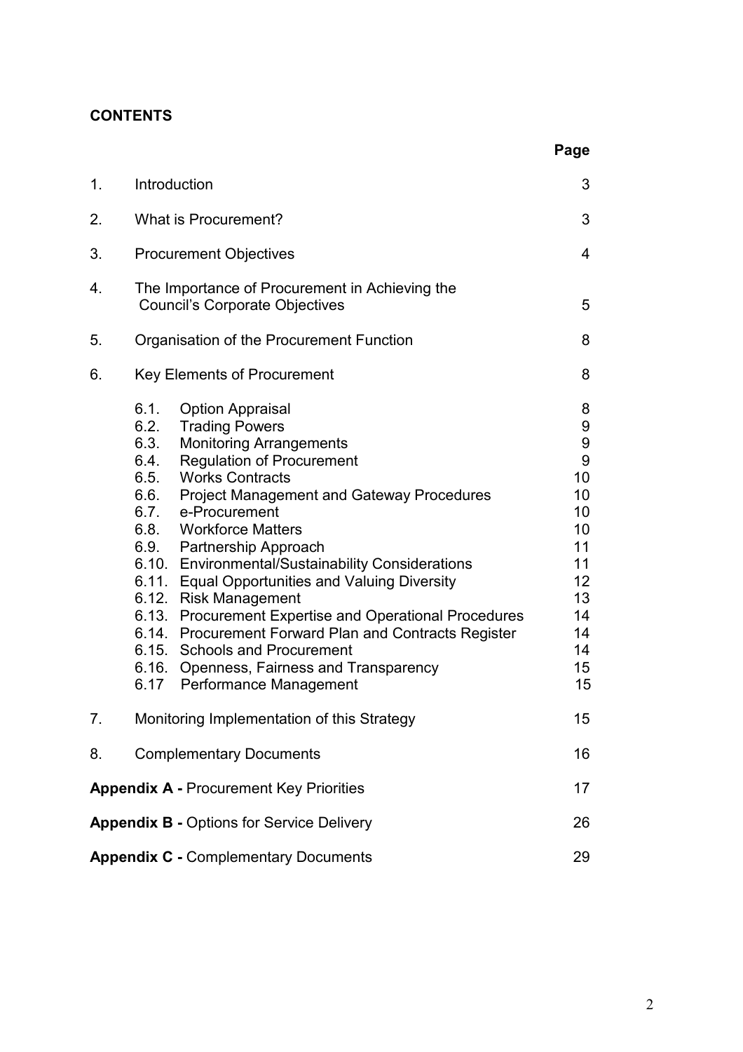**CONTENTS**

| | | Page |
|---|---|---|
| 1. | Introduction | 3 |
| 2. | What is Procurement? | 3 |
| 3. | Procurement Objectives | 4 |
| 4. | The Importance of Procurement in Achieving the Council's Corporate Objectives | 5 |
| 5. | Organisation of the Procurement Function | 8 |
| 6. | Key Elements of Procurement | 8 |
| | 6.1. Option Appraisal | 8 |
| | 6.2. Trading Powers | 9 |
| | 6.3. Monitoring Arrangements | 9 |
| | 6.4. Regulation of Procurement | 9 |
| | 6.5. Works Contracts | 10 |
| | 6.6. Project Management and Gateway Procedures | 10 |
| | 6.7. e-Procurement | 10 |
| | 6.8. Workforce Matters | 10 |
| | 6.9. Partnership Approach | 11 |
| | 6.10. Environmental/Sustainability Considerations | 11 |
| | 6.11. Equal Opportunities and Valuing Diversity | 12 |
| | 6.12. Risk Management | 13 |
| | 6.13. Procurement Expertise and Operational Procedures | 14 |
| | 6.14. Procurement Forward Plan and Contracts Register | 14 |
| | 6.15. Schools and Procurement | 14 |
| | 6.16. Openness, Fairness and Transparency | 15 |
| | 6.17 Performance Management | 15 |
| 7. | Monitoring Implementation of this Strategy | 15 |
| 8. | Complementary Documents | 16 |
| **Appendix A -** Procurement Key Priorities | | 17 |
| **Appendix B -** Options for Service Delivery | | 26 |
| **Appendix C -** Complementary Documents | | 29 |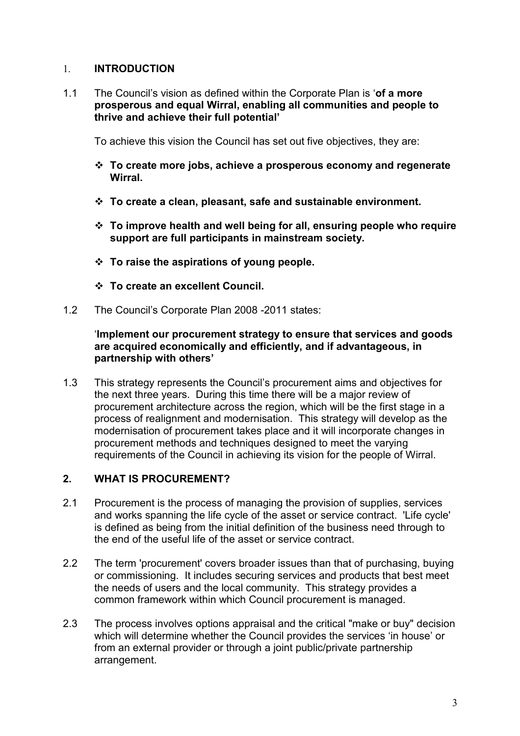## 1. INTRODUCTION

1.1 The Council's vision as defined within the Corporate Plan is '**of a more prosperous and equal Wirral, enabling all communities and people to thrive and achieve their full potential'**

To achieve this vision the Council has set out five objectives, they are:

- **To create more jobs, achieve a prosperous economy and regenerate Wirral.**
- **To create a clean, pleasant, safe and sustainable environment.**
- **To improve health and well being for all, ensuring people who require support are full participants in mainstream society.**
- **To raise the aspirations of young people.**
- **To create an excellent Council.**

1.2 The Council's Corporate Plan 2008 -2011 states:

'**Implement our procurement strategy to ensure that services and goods are acquired economically and efficiently, and if advantageous, in partnership with others'**

1.3 This strategy represents the Council's procurement aims and objectives for the next three years. During this time there will be a major review of procurement architecture across the region, which will be the first stage in a process of realignment and modernisation. This strategy will develop as the modernisation of procurement takes place and it will incorporate changes in procurement methods and techniques designed to meet the varying requirements of the Council in achieving its vision for the people of Wirral.

## 2. WHAT IS PROCUREMENT?

2.1 Procurement is the process of managing the provision of supplies, services and works spanning the life cycle of the asset or service contract. 'Life cycle' is defined as being from the initial definition of the business need through to the end of the useful life of the asset or service contract.

2.2 The term 'procurement' covers broader issues than that of purchasing, buying or commissioning. It includes securing services and products that best meet the needs of users and the local community. This strategy provides a common framework within which Council procurement is managed.

2.3 The process involves options appraisal and the critical "make or buy" decision which will determine whether the Council provides the services 'in house' or from an external provider or through a joint public/private partnership arrangement.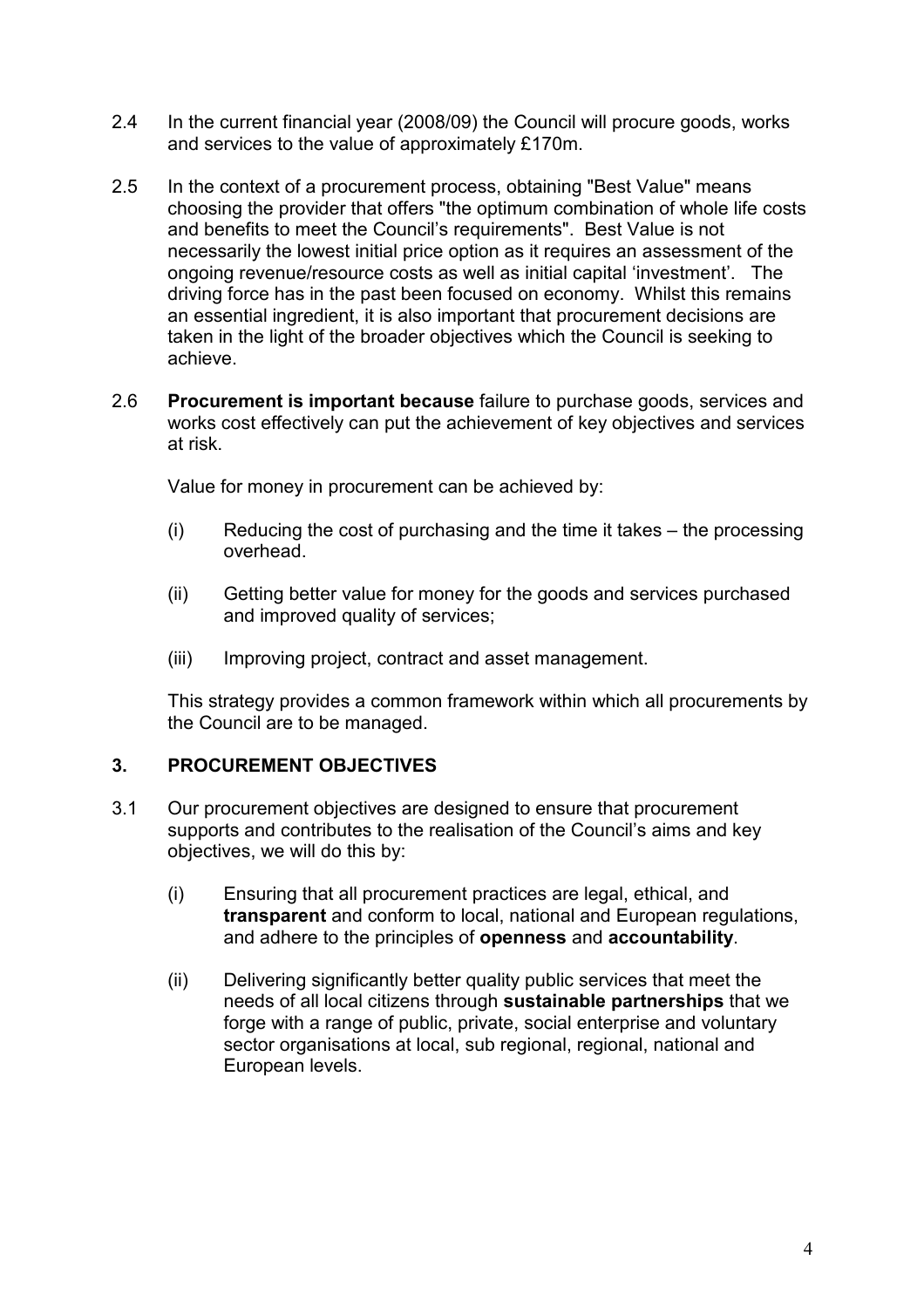2.4 In the current financial year (2008/09) the Council will procure goods, works and services to the value of approximately £170m.

2.5 In the context of a procurement process, obtaining "Best Value" means choosing the provider that offers "the optimum combination of whole life costs and benefits to meet the Council's requirements". Best Value is not necessarily the lowest initial price option as it requires an assessment of the ongoing revenue/resource costs as well as initial capital 'investment'. The driving force has in the past been focused on economy. Whilst this remains an essential ingredient, it is also important that procurement decisions are taken in the light of the broader objectives which the Council is seeking to achieve.

2.6 **Procurement is important because** failure to purchase goods, services and works cost effectively can put the achievement of key objectives and services at risk.

Value for money in procurement can be achieved by:

(i) Reducing the cost of purchasing and the time it takes – the processing overhead.

(ii) Getting better value for money for the goods and services purchased and improved quality of services;

(iii) Improving project, contract and asset management.

This strategy provides a common framework within which all procurements by the Council are to be managed.

## 3. PROCUREMENT OBJECTIVES

3.1 Our procurement objectives are designed to ensure that procurement supports and contributes to the realisation of the Council's aims and key objectives, we will do this by:

(i) Ensuring that all procurement practices are legal, ethical, and **transparent** and conform to local, national and European regulations, and adhere to the principles of **openness** and **accountability**.

(ii) Delivering significantly better quality public services that meet the needs of all local citizens through **sustainable partnerships** that we forge with a range of public, private, social enterprise and voluntary sector organisations at local, sub regional, regional, national and European levels.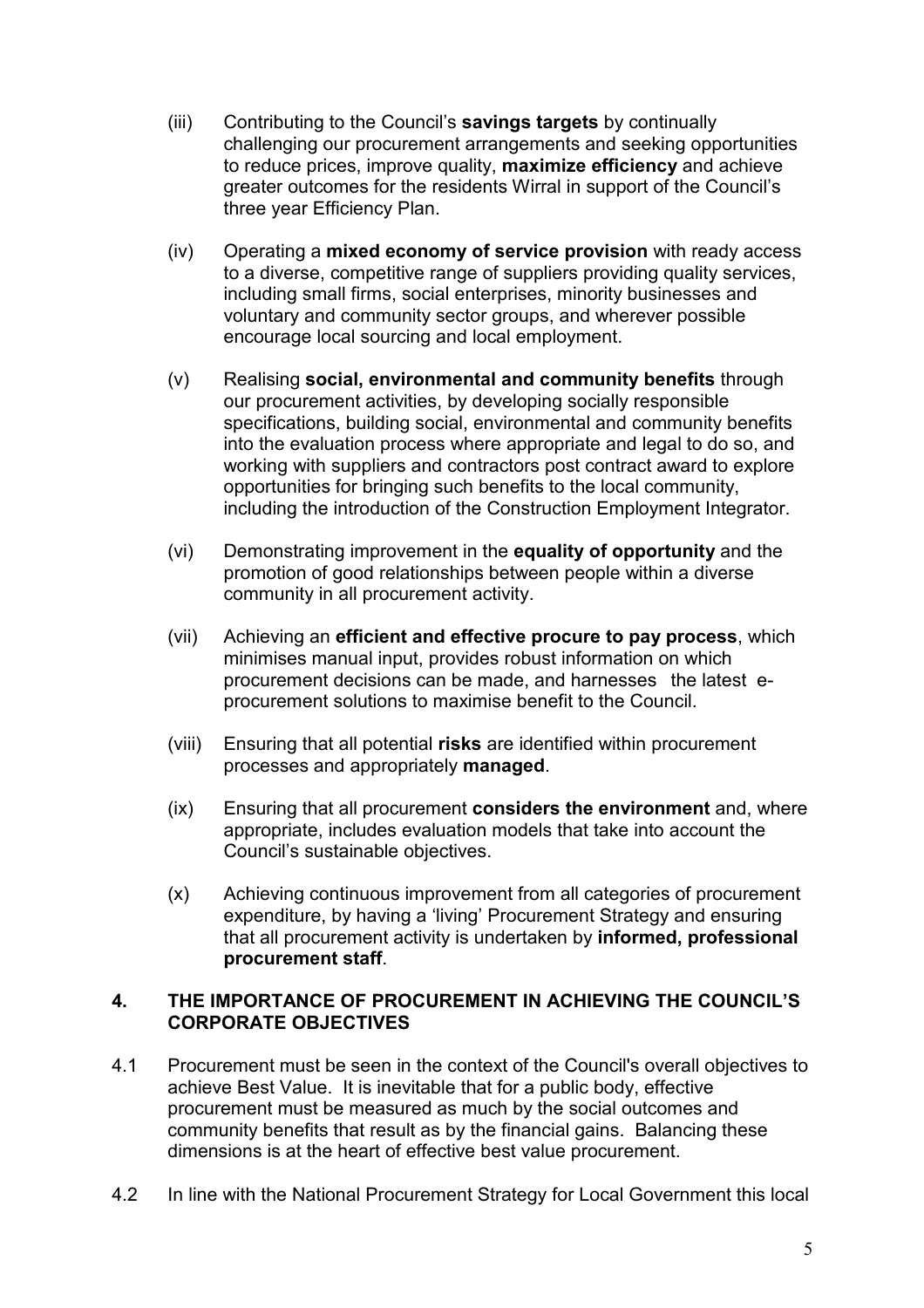(iii) Contributing to the Council's **savings targets** by continually challenging our procurement arrangements and seeking opportunities to reduce prices, improve quality, **maximize efficiency** and achieve greater outcomes for the residents Wirral in support of the Council's three year Efficiency Plan.

(iv) Operating a **mixed economy of service provision** with ready access to a diverse, competitive range of suppliers providing quality services, including small firms, social enterprises, minority businesses and voluntary and community sector groups, and wherever possible encourage local sourcing and local employment.

(v) Realising **social, environmental and community benefits** through our procurement activities, by developing socially responsible specifications, building social, environmental and community benefits into the evaluation process where appropriate and legal to do so, and working with suppliers and contractors post contract award to explore opportunities for bringing such benefits to the local community, including the introduction of the Construction Employment Integrator.

(vi) Demonstrating improvement in the **equality of opportunity** and the promotion of good relationships between people within a diverse community in all procurement activity.

(vii) Achieving an **efficient and effective procure to pay process**, which minimises manual input, provides robust information on which procurement decisions can be made, and harnesses the latest e-procurement solutions to maximise benefit to the Council.

(viii) Ensuring that all potential **risks** are identified within procurement processes and appropriately **managed**.

(ix) Ensuring that all procurement **considers the environment** and, where appropriate, includes evaluation models that take into account the Council's sustainable objectives.

(x) Achieving continuous improvement from all categories of procurement expenditure, by having a 'living' Procurement Strategy and ensuring that all procurement activity is undertaken by **informed, professional procurement staff**.

## 4. THE IMPORTANCE OF PROCUREMENT IN ACHIEVING THE COUNCIL'S CORPORATE OBJECTIVES

4.1 Procurement must be seen in the context of the Council's overall objectives to achieve Best Value. It is inevitable that for a public body, effective procurement must be measured as much by the social outcomes and community benefits that result as by the financial gains. Balancing these dimensions is at the heart of effective best value procurement.

4.2 In line with the National Procurement Strategy for Local Government this local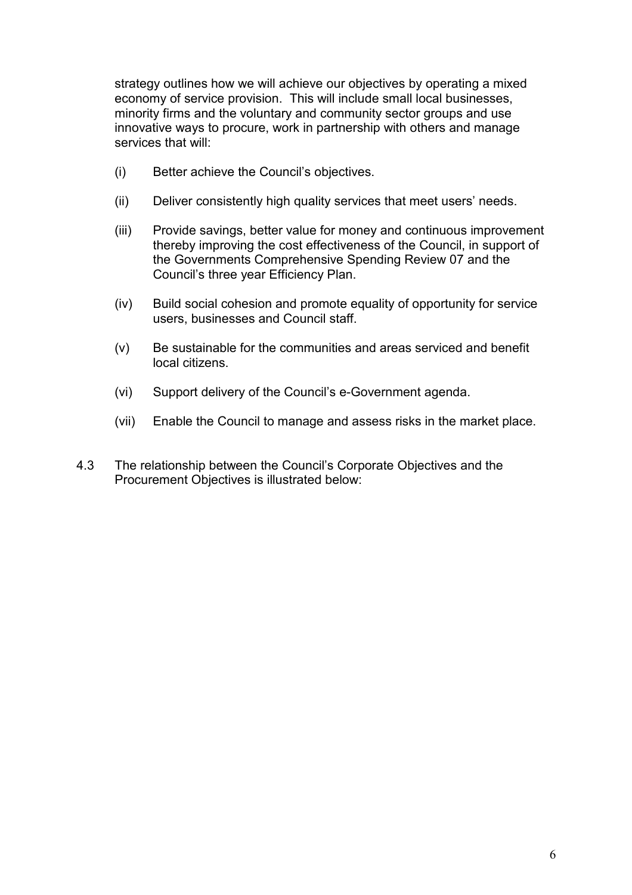strategy outlines how we will achieve our objectives by operating a mixed economy of service provision. This will include small local businesses, minority firms and the voluntary and community sector groups and use innovative ways to procure, work in partnership with others and manage services that will:

(i) Better achieve the Council's objectives.

(ii) Deliver consistently high quality services that meet users' needs.

(iii) Provide savings, better value for money and continuous improvement thereby improving the cost effectiveness of the Council, in support of the Governments Comprehensive Spending Review 07 and the Council's three year Efficiency Plan.

(iv) Build social cohesion and promote equality of opportunity for service users, businesses and Council staff.

(v) Be sustainable for the communities and areas serviced and benefit local citizens.

(vi) Support delivery of the Council's e-Government agenda.

(vii) Enable the Council to manage and assess risks in the market place.

4.3 The relationship between the Council's Corporate Objectives and the Procurement Objectives is illustrated below: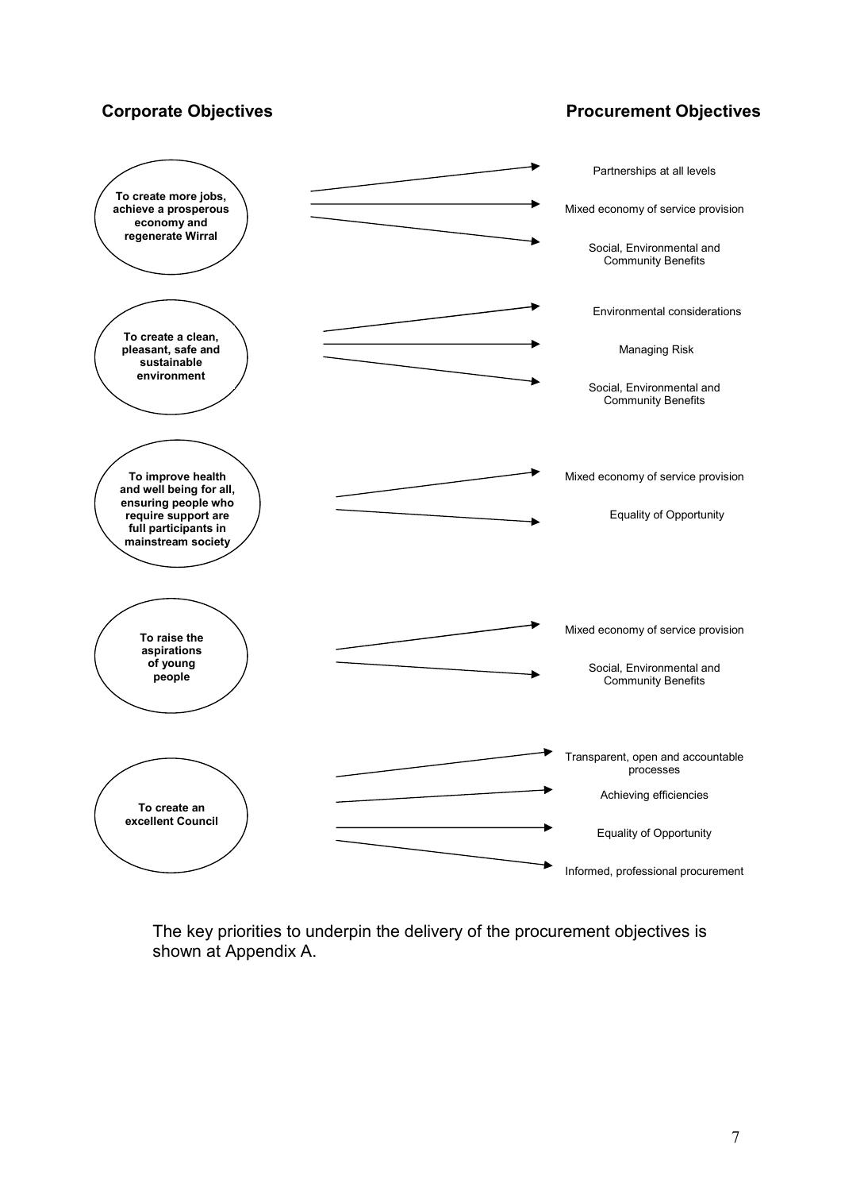| Corporate Objectives | Procurement Objectives |
| --- | --- |
| **To create more jobs, achieve a prosperous economy and regenerate Wirral** | Partnerships at all levels |
| | Mixed economy of service provision |
| | Social, Environmental and Community Benefits |
| **To create a clean, pleasant, safe and sustainable environment** | Environmental considerations |
| | Managing Risk |
| | Social, Environmental and Community Benefits |
| **To improve health and well being for all, ensuring people who require support are full participants in mainstream society** | Mixed economy of service provision |
| | Equality of Opportunity |
| **To raise the aspirations of young people** | Mixed economy of service provision |
| | Social, Environmental and Community Benefits |
| **To create an excellent Council** | Transparent, open and accountable processes |
| | Achieving efficiencies |
| | Equality of Opportunity |
| | Informed, professional procurement |

The key priorities to underpin the delivery of the procurement objectives is shown at Appendix A.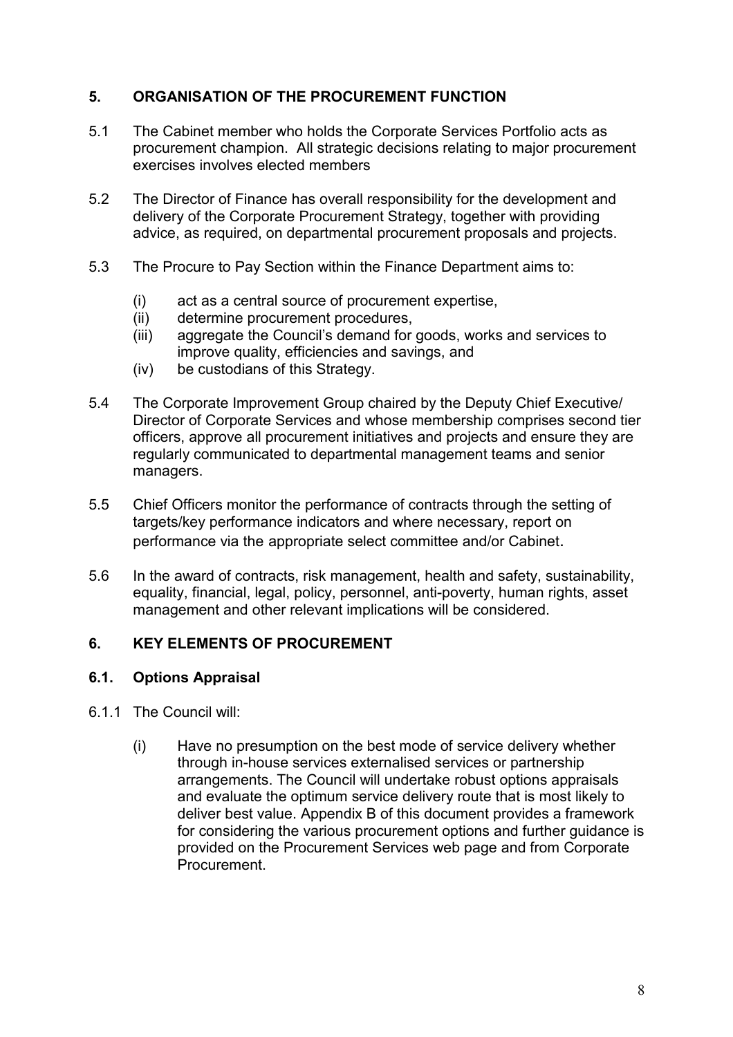## 5. ORGANISATION OF THE PROCUREMENT FUNCTION

5.1 The Cabinet member who holds the Corporate Services Portfolio acts as procurement champion. All strategic decisions relating to major procurement exercises involves elected members

5.2 The Director of Finance has overall responsibility for the development and delivery of the Corporate Procurement Strategy, together with providing advice, as required, on departmental procurement proposals and projects.

5.3 The Procure to Pay Section within the Finance Department aims to:

(i) act as a central source of procurement expertise,
(ii) determine procurement procedures,
(iii) aggregate the Council's demand for goods, works and services to improve quality, efficiencies and savings, and
(iv) be custodians of this Strategy.

5.4 The Corporate Improvement Group chaired by the Deputy Chief Executive/ Director of Corporate Services and whose membership comprises second tier officers, approve all procurement initiatives and projects and ensure they are regularly communicated to departmental management teams and senior managers.

5.5 Chief Officers monitor the performance of contracts through the setting of targets/key performance indicators and where necessary, report on performance via the appropriate select committee and/or Cabinet.

5.6 In the award of contracts, risk management, health and safety, sustainability, equality, financial, legal, policy, personnel, anti-poverty, human rights, asset management and other relevant implications will be considered.

## 6. KEY ELEMENTS OF PROCUREMENT

### 6.1. Options Appraisal

6.1.1 The Council will:

(i) Have no presumption on the best mode of service delivery whether through in-house services externalised services or partnership arrangements. The Council will undertake robust options appraisals and evaluate the optimum service delivery route that is most likely to deliver best value. Appendix B of this document provides a framework for considering the various procurement options and further guidance is provided on the Procurement Services web page and from Corporate Procurement.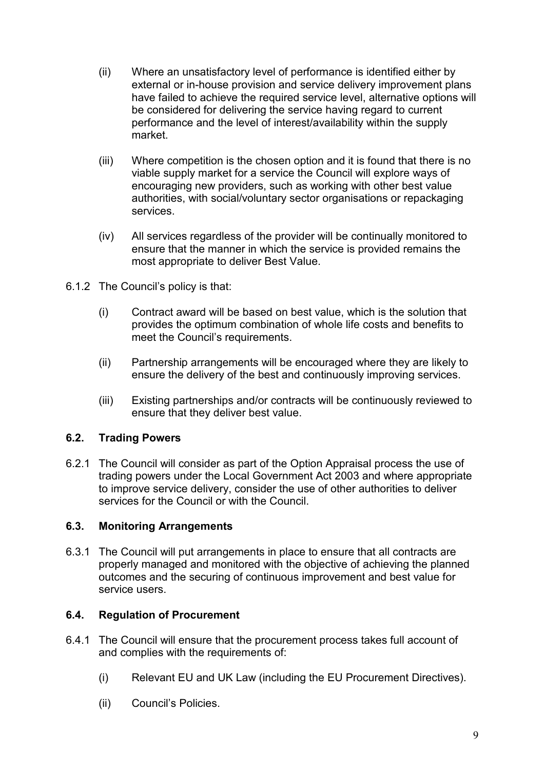(ii) Where an unsatisfactory level of performance is identified either by external or in-house provision and service delivery improvement plans have failed to achieve the required service level, alternative options will be considered for delivering the service having regard to current performance and the level of interest/availability within the supply market.

(iii) Where competition is the chosen option and it is found that there is no viable supply market for a service the Council will explore ways of encouraging new providers, such as working with other best value authorities, with social/voluntary sector organisations or repackaging services.

(iv) All services regardless of the provider will be continually monitored to ensure that the manner in which the service is provided remains the most appropriate to deliver Best Value.

6.1.2 The Council's policy is that:

(i) Contract award will be based on best value, which is the solution that provides the optimum combination of whole life costs and benefits to meet the Council's requirements.

(ii) Partnership arrangements will be encouraged where they are likely to ensure the delivery of the best and continuously improving services.

(iii) Existing partnerships and/or contracts will be continuously reviewed to ensure that they deliver best value.

### 6.2. Trading Powers

6.2.1 The Council will consider as part of the Option Appraisal process the use of trading powers under the Local Government Act 2003 and where appropriate to improve service delivery, consider the use of other authorities to deliver services for the Council or with the Council.

### 6.3. Monitoring Arrangements

6.3.1 The Council will put arrangements in place to ensure that all contracts are properly managed and monitored with the objective of achieving the planned outcomes and the securing of continuous improvement and best value for service users.

### 6.4. Regulation of Procurement

6.4.1 The Council will ensure that the procurement process takes full account of and complies with the requirements of:

(i) Relevant EU and UK Law (including the EU Procurement Directives).

(ii) Council's Policies.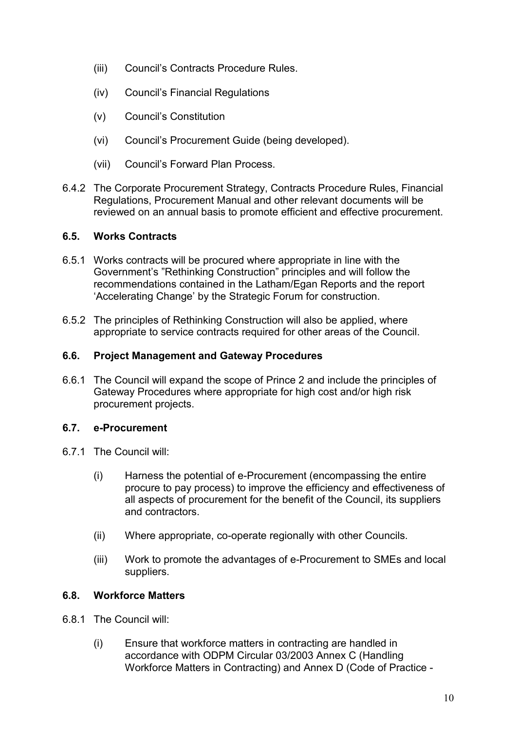(iii) Council's Contracts Procedure Rules.

(iv) Council's Financial Regulations

(v) Council's Constitution

(vi) Council's Procurement Guide (being developed).

(vii) Council's Forward Plan Process.

6.4.2 The Corporate Procurement Strategy, Contracts Procedure Rules, Financial Regulations, Procurement Manual and other relevant documents will be reviewed on an annual basis to promote efficient and effective procurement.

### 6.5. Works Contracts

6.5.1 Works contracts will be procured where appropriate in line with the Government's "Rethinking Construction" principles and will follow the recommendations contained in the Latham/Egan Reports and the report 'Accelerating Change' by the Strategic Forum for construction.

6.5.2 The principles of Rethinking Construction will also be applied, where appropriate to service contracts required for other areas of the Council.

### 6.6. Project Management and Gateway Procedures

6.6.1 The Council will expand the scope of Prince 2 and include the principles of Gateway Procedures where appropriate for high cost and/or high risk procurement projects.

### 6.7. e-Procurement

6.7.1 The Council will:

(i) Harness the potential of e-Procurement (encompassing the entire procure to pay process) to improve the efficiency and effectiveness of all aspects of procurement for the benefit of the Council, its suppliers and contractors.

(ii) Where appropriate, co-operate regionally with other Councils.

(iii) Work to promote the advantages of e-Procurement to SMEs and local suppliers.

### 6.8. Workforce Matters

6.8.1 The Council will:

(i) Ensure that workforce matters in contracting are handled in accordance with ODPM Circular 03/2003 Annex C (Handling Workforce Matters in Contracting) and Annex D (Code of Practice -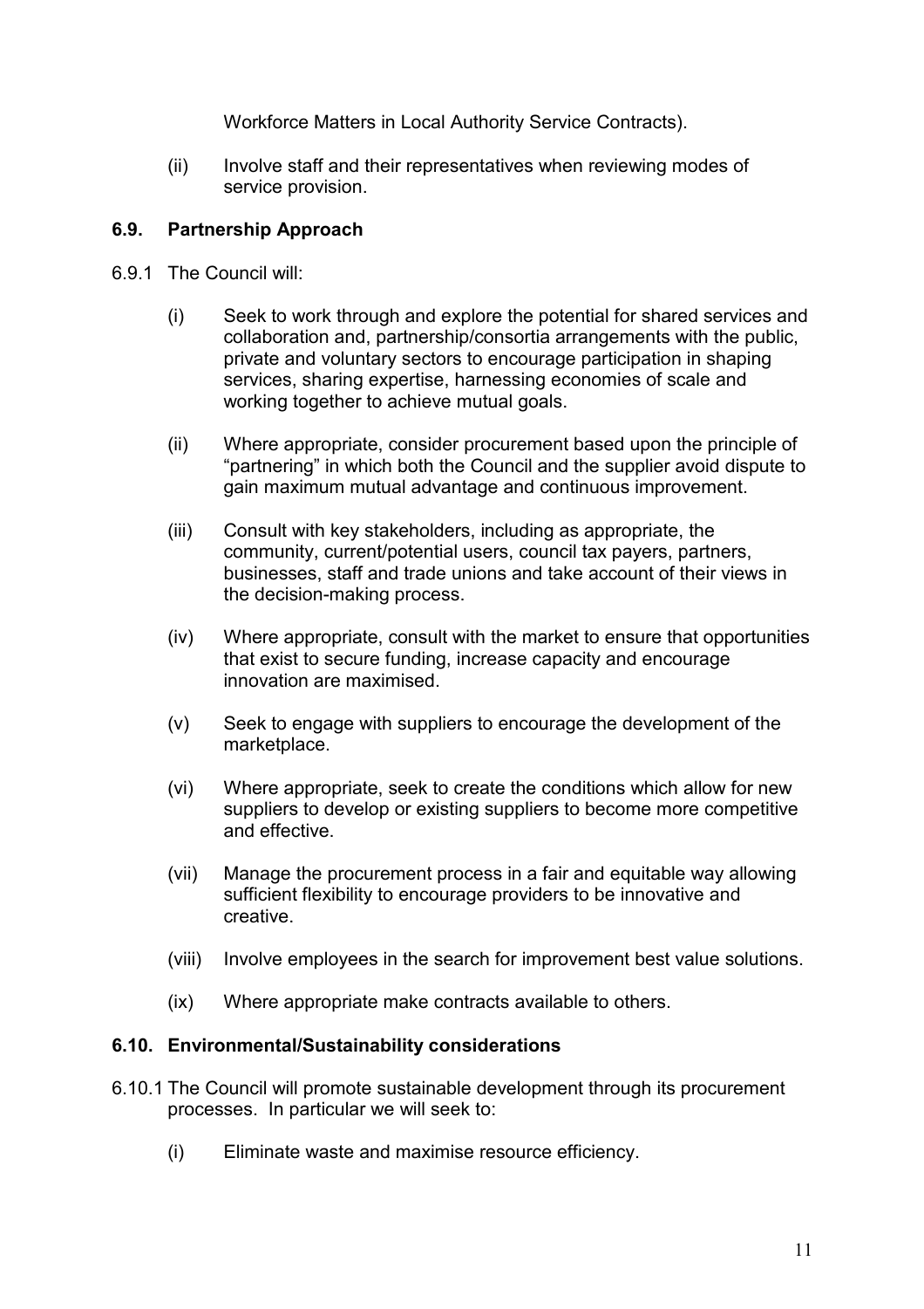Workforce Matters in Local Authority Service Contracts).

(ii) Involve staff and their representatives when reviewing modes of service provision.

### 6.9. Partnership Approach

6.9.1 The Council will:

(i) Seek to work through and explore the potential for shared services and collaboration and, partnership/consortia arrangements with the public, private and voluntary sectors to encourage participation in shaping services, sharing expertise, harnessing economies of scale and working together to achieve mutual goals.

(ii) Where appropriate, consider procurement based upon the principle of "partnering" in which both the Council and the supplier avoid dispute to gain maximum mutual advantage and continuous improvement.

(iii) Consult with key stakeholders, including as appropriate, the community, current/potential users, council tax payers, partners, businesses, staff and trade unions and take account of their views in the decision-making process.

(iv) Where appropriate, consult with the market to ensure that opportunities that exist to secure funding, increase capacity and encourage innovation are maximised.

(v) Seek to engage with suppliers to encourage the development of the marketplace.

(vi) Where appropriate, seek to create the conditions which allow for new suppliers to develop or existing suppliers to become more competitive and effective.

(vii) Manage the procurement process in a fair and equitable way allowing sufficient flexibility to encourage providers to be innovative and creative.

(viii) Involve employees in the search for improvement best value solutions.

(ix) Where appropriate make contracts available to others.

### 6.10. Environmental/Sustainability considerations

6.10.1 The Council will promote sustainable development through its procurement processes. In particular we will seek to:

(i) Eliminate waste and maximise resource efficiency.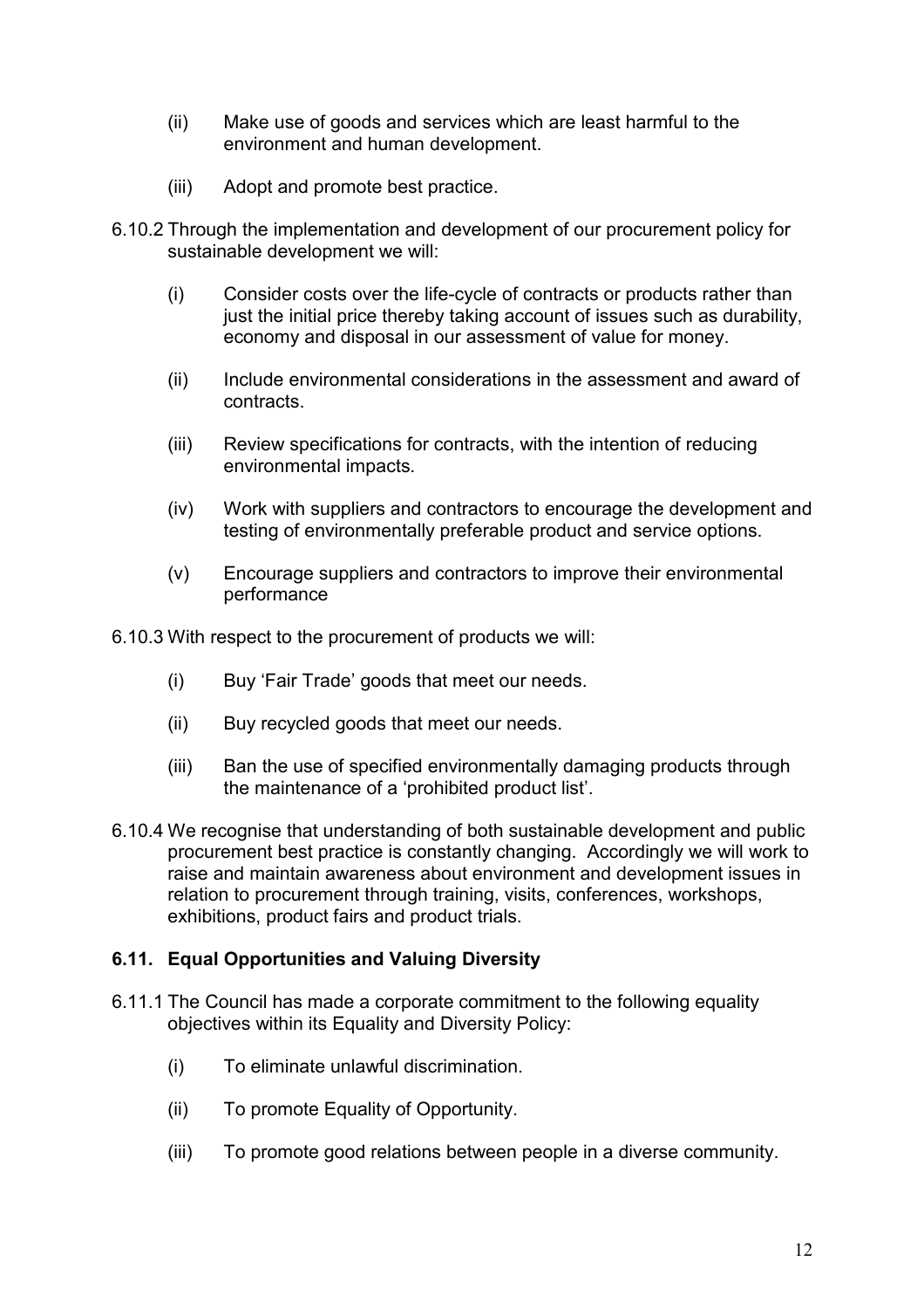(ii) Make use of goods and services which are least harmful to the environment and human development.

(iii) Adopt and promote best practice.

6.10.2 Through the implementation and development of our procurement policy for sustainable development we will:

(i) Consider costs over the life-cycle of contracts or products rather than just the initial price thereby taking account of issues such as durability, economy and disposal in our assessment of value for money.

(ii) Include environmental considerations in the assessment and award of contracts.

(iii) Review specifications for contracts, with the intention of reducing environmental impacts.

(iv) Work with suppliers and contractors to encourage the development and testing of environmentally preferable product and service options.

(v) Encourage suppliers and contractors to improve their environmental performance

6.10.3 With respect to the procurement of products we will:

(i) Buy 'Fair Trade' goods that meet our needs.

(ii) Buy recycled goods that meet our needs.

(iii) Ban the use of specified environmentally damaging products through the maintenance of a 'prohibited product list'.

6.10.4 We recognise that understanding of both sustainable development and public procurement best practice is constantly changing. Accordingly we will work to raise and maintain awareness about environment and development issues in relation to procurement through training, visits, conferences, workshops, exhibitions, product fairs and product trials.

### 6.11. Equal Opportunities and Valuing Diversity

6.11.1 The Council has made a corporate commitment to the following equality objectives within its Equality and Diversity Policy:

(i) To eliminate unlawful discrimination.

(ii) To promote Equality of Opportunity.

(iii) To promote good relations between people in a diverse community.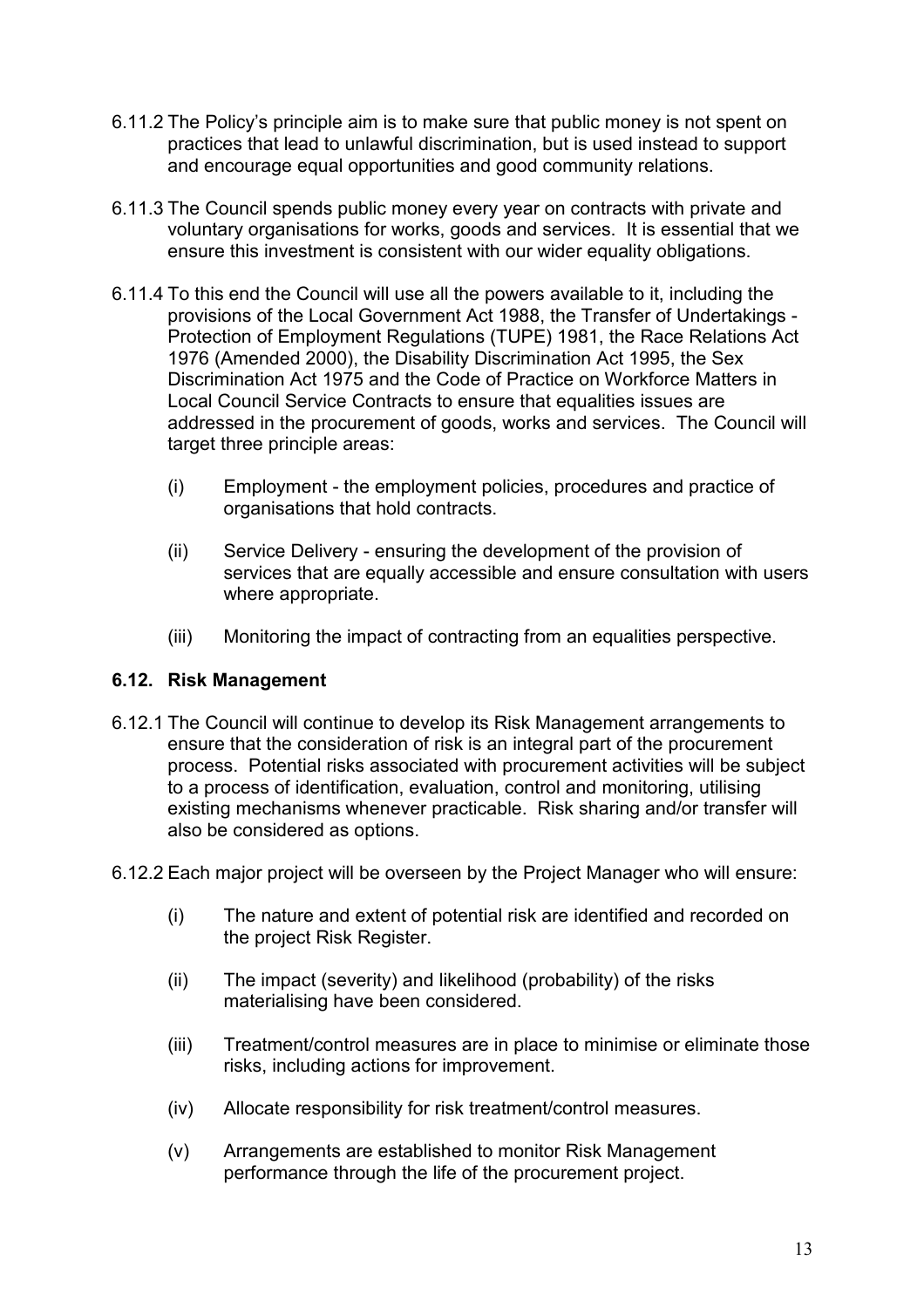6.11.2 The Policy's principle aim is to make sure that public money is not spent on practices that lead to unlawful discrimination, but is used instead to support and encourage equal opportunities and good community relations.

6.11.3 The Council spends public money every year on contracts with private and voluntary organisations for works, goods and services. It is essential that we ensure this investment is consistent with our wider equality obligations.

6.11.4 To this end the Council will use all the powers available to it, including the provisions of the Local Government Act 1988, the Transfer of Undertakings - Protection of Employment Regulations (TUPE) 1981, the Race Relations Act 1976 (Amended 2000), the Disability Discrimination Act 1995, the Sex Discrimination Act 1975 and the Code of Practice on Workforce Matters in Local Council Service Contracts to ensure that equalities issues are addressed in the procurement of goods, works and services. The Council will target three principle areas:

(i) Employment - the employment policies, procedures and practice of organisations that hold contracts.

(ii) Service Delivery - ensuring the development of the provision of services that are equally accessible and ensure consultation with users where appropriate.

(iii) Monitoring the impact of contracting from an equalities perspective.

### 6.12. Risk Management

6.12.1 The Council will continue to develop its Risk Management arrangements to ensure that the consideration of risk is an integral part of the procurement process. Potential risks associated with procurement activities will be subject to a process of identification, evaluation, control and monitoring, utilising existing mechanisms whenever practicable. Risk sharing and/or transfer will also be considered as options.

6.12.2 Each major project will be overseen by the Project Manager who will ensure:

(i) The nature and extent of potential risk are identified and recorded on the project Risk Register.

(ii) The impact (severity) and likelihood (probability) of the risks materialising have been considered.

(iii) Treatment/control measures are in place to minimise or eliminate those risks, including actions for improvement.

(iv) Allocate responsibility for risk treatment/control measures.

(v) Arrangements are established to monitor Risk Management performance through the life of the procurement project.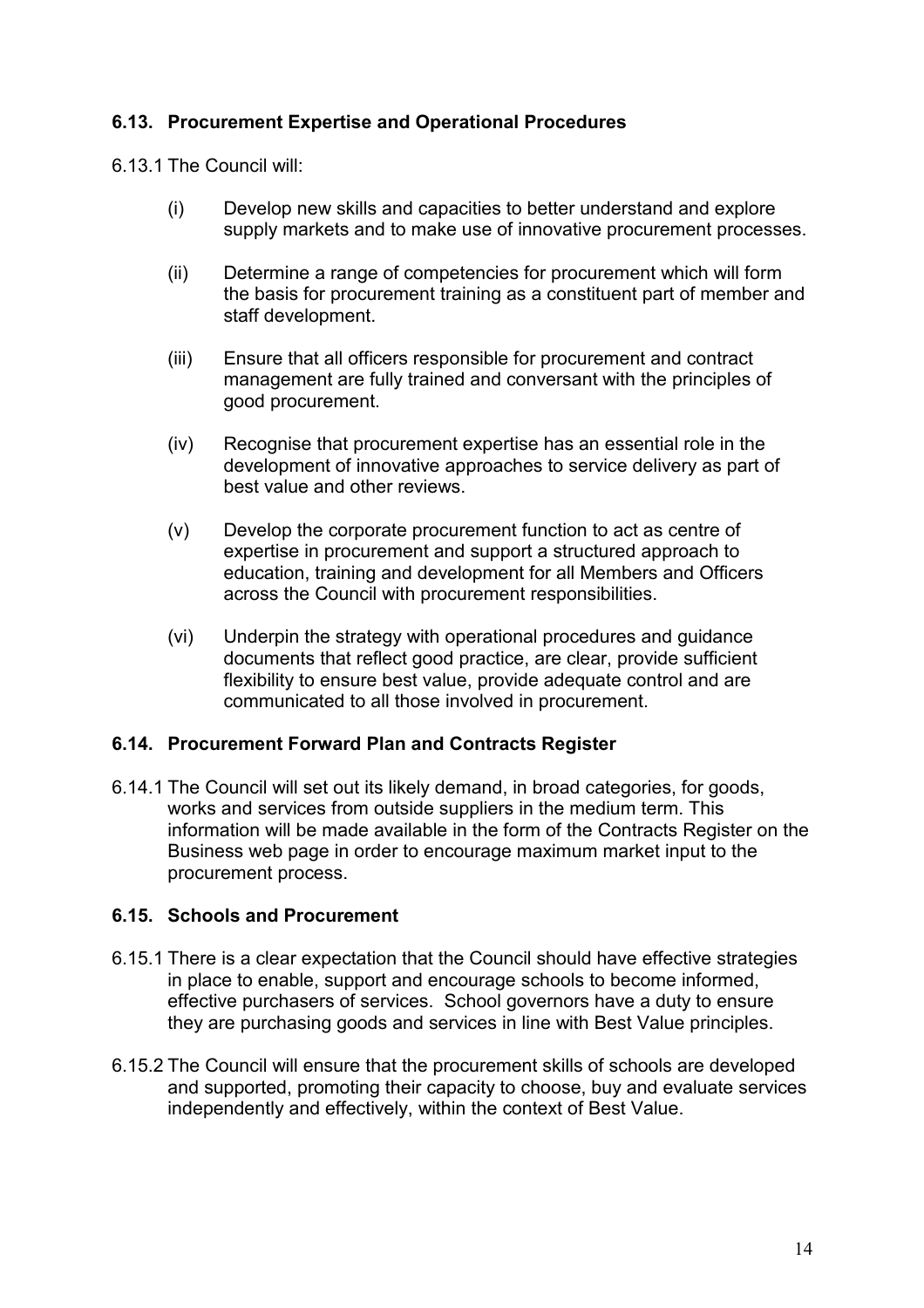### 6.13. Procurement Expertise and Operational Procedures

6.13.1 The Council will:

(i) Develop new skills and capacities to better understand and explore supply markets and to make use of innovative procurement processes.

(ii) Determine a range of competencies for procurement which will form the basis for procurement training as a constituent part of member and staff development.

(iii) Ensure that all officers responsible for procurement and contract management are fully trained and conversant with the principles of good procurement.

(iv) Recognise that procurement expertise has an essential role in the development of innovative approaches to service delivery as part of best value and other reviews.

(v) Develop the corporate procurement function to act as centre of expertise in procurement and support a structured approach to education, training and development for all Members and Officers across the Council with procurement responsibilities.

(vi) Underpin the strategy with operational procedures and guidance documents that reflect good practice, are clear, provide sufficient flexibility to ensure best value, provide adequate control and are communicated to all those involved in procurement.

### 6.14. Procurement Forward Plan and Contracts Register

6.14.1 The Council will set out its likely demand, in broad categories, for goods, works and services from outside suppliers in the medium term. This information will be made available in the form of the Contracts Register on the Business web page in order to encourage maximum market input to the procurement process.

### 6.15. Schools and Procurement

6.15.1 There is a clear expectation that the Council should have effective strategies in place to enable, support and encourage schools to become informed, effective purchasers of services. School governors have a duty to ensure they are purchasing goods and services in line with Best Value principles.

6.15.2 The Council will ensure that the procurement skills of schools are developed and supported, promoting their capacity to choose, buy and evaluate services independently and effectively, within the context of Best Value.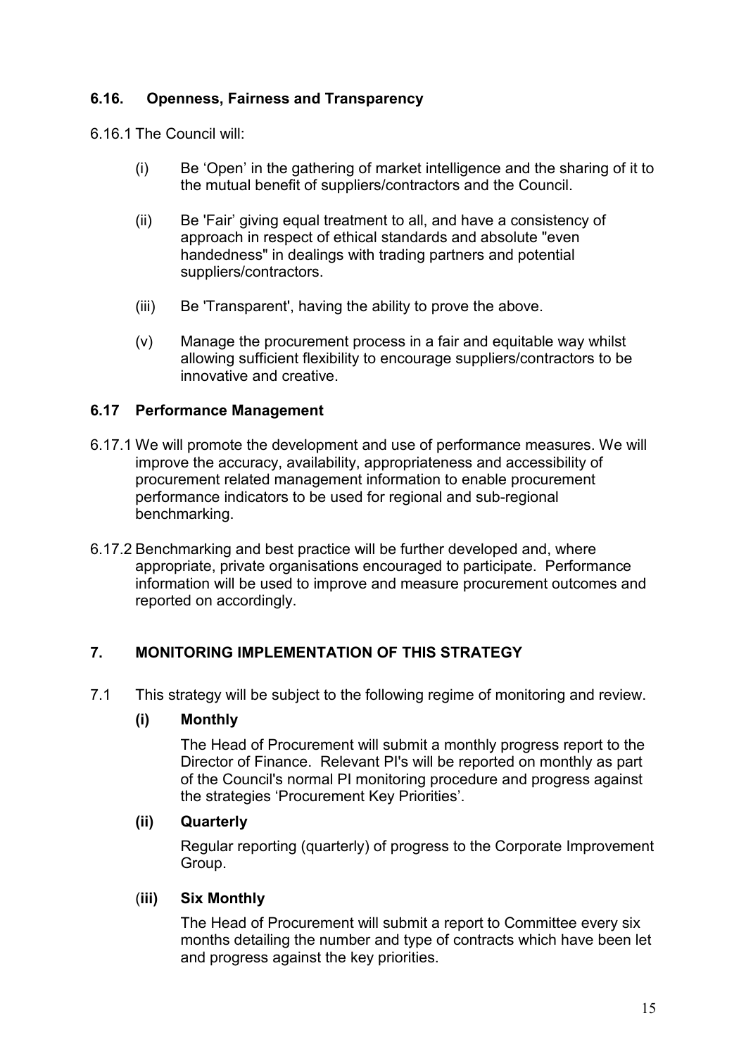### 6.16. Openness, Fairness and Transparency

6.16.1 The Council will:

(i) Be 'Open' in the gathering of market intelligence and the sharing of it to the mutual benefit of suppliers/contractors and the Council.

(ii) Be 'Fair' giving equal treatment to all, and have a consistency of approach in respect of ethical standards and absolute "even handedness" in dealings with trading partners and potential suppliers/contractors.

(iii) Be 'Transparent', having the ability to prove the above.

(v) Manage the procurement process in a fair and equitable way whilst allowing sufficient flexibility to encourage suppliers/contractors to be innovative and creative.

### 6.17 Performance Management

6.17.1 We will promote the development and use of performance measures. We will improve the accuracy, availability, appropriateness and accessibility of procurement related management information to enable procurement performance indicators to be used for regional and sub-regional benchmarking.

6.17.2 Benchmarking and best practice will be further developed and, where appropriate, private organisations encouraged to participate. Performance information will be used to improve and measure procurement outcomes and reported on accordingly.

## 7. MONITORING IMPLEMENTATION OF THIS STRATEGY

7.1 This strategy will be subject to the following regime of monitoring and review.

**(i) Monthly**

The Head of Procurement will submit a monthly progress report to the Director of Finance. Relevant PI's will be reported on monthly as part of the Council's normal PI monitoring procedure and progress against the strategies 'Procurement Key Priorities'.

**(ii) Quarterly**

Regular reporting (quarterly) of progress to the Corporate Improvement Group.

**(iii) Six Monthly**

The Head of Procurement will submit a report to Committee every six months detailing the number and type of contracts which have been let and progress against the key priorities.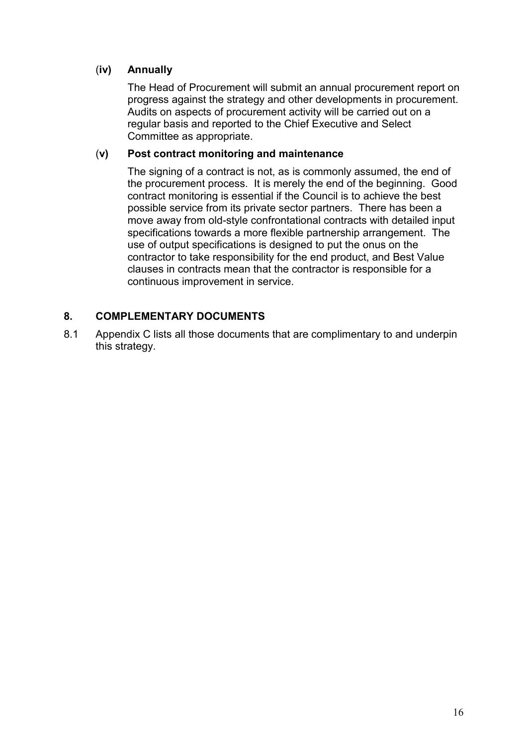#### (iv) Annually

The Head of Procurement will submit an annual procurement report on progress against the strategy and other developments in procurement. Audits on aspects of procurement activity will be carried out on a regular basis and reported to the Chief Executive and Select Committee as appropriate.

#### (v) Post contract monitoring and maintenance

The signing of a contract is not, as is commonly assumed, the end of the procurement process. It is merely the end of the beginning. Good contract monitoring is essential if the Council is to achieve the best possible service from its private sector partners. There has been a move away from old-style confrontational contracts with detailed input specifications towards a more flexible partnership arrangement. The use of output specifications is designed to put the onus on the contractor to take responsibility for the end product, and Best Value clauses in contracts mean that the contractor is responsible for a continuous improvement in service.

## 8. COMPLEMENTARY DOCUMENTS

8.1 Appendix C lists all those documents that are complimentary to and underpin this strategy.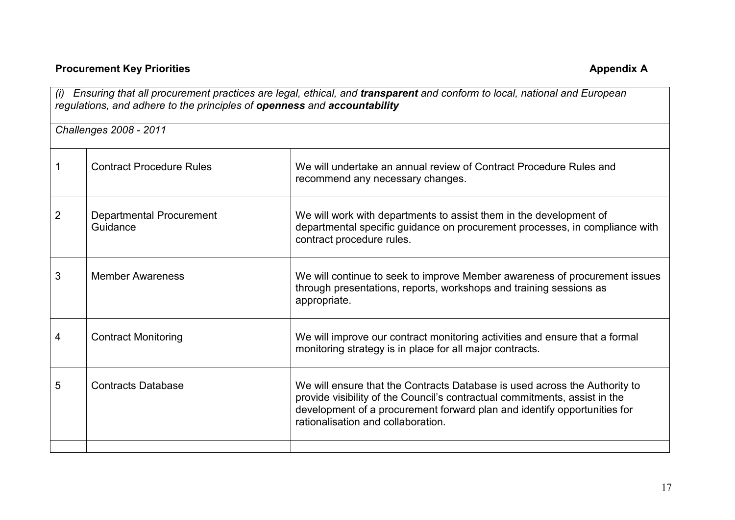**Procurement Key Priorities** **Appendix A**

| | | |
|---|---|---|
| *(i) Ensuring that all procurement practices are legal, ethical, and* ***transparent*** *and conform to local, national and European regulations, and adhere to the principles of* ***openness*** *and* ***accountability*** | | |
| *Challenges 2008 - 2011* | | |
| 1 | Contract Procedure Rules | We will undertake an annual review of Contract Procedure Rules and recommend any necessary changes. |
| 2 | Departmental Procurement Guidance | We will work with departments to assist them in the development of departmental specific guidance on procurement processes, in compliance with contract procedure rules. |
| 3 | Member Awareness | We will continue to seek to improve Member awareness of procurement issues through presentations, reports, workshops and training sessions as appropriate. |
| 4 | Contract Monitoring | We will improve our contract monitoring activities and ensure that a formal monitoring strategy is in place for all major contracts. |
| 5 | Contracts Database | We will ensure that the Contracts Database is used across the Authority to provide visibility of the Council's contractual commitments, assist in the development of a procurement forward plan and identify opportunities for rationalisation and collaboration. |
| | | |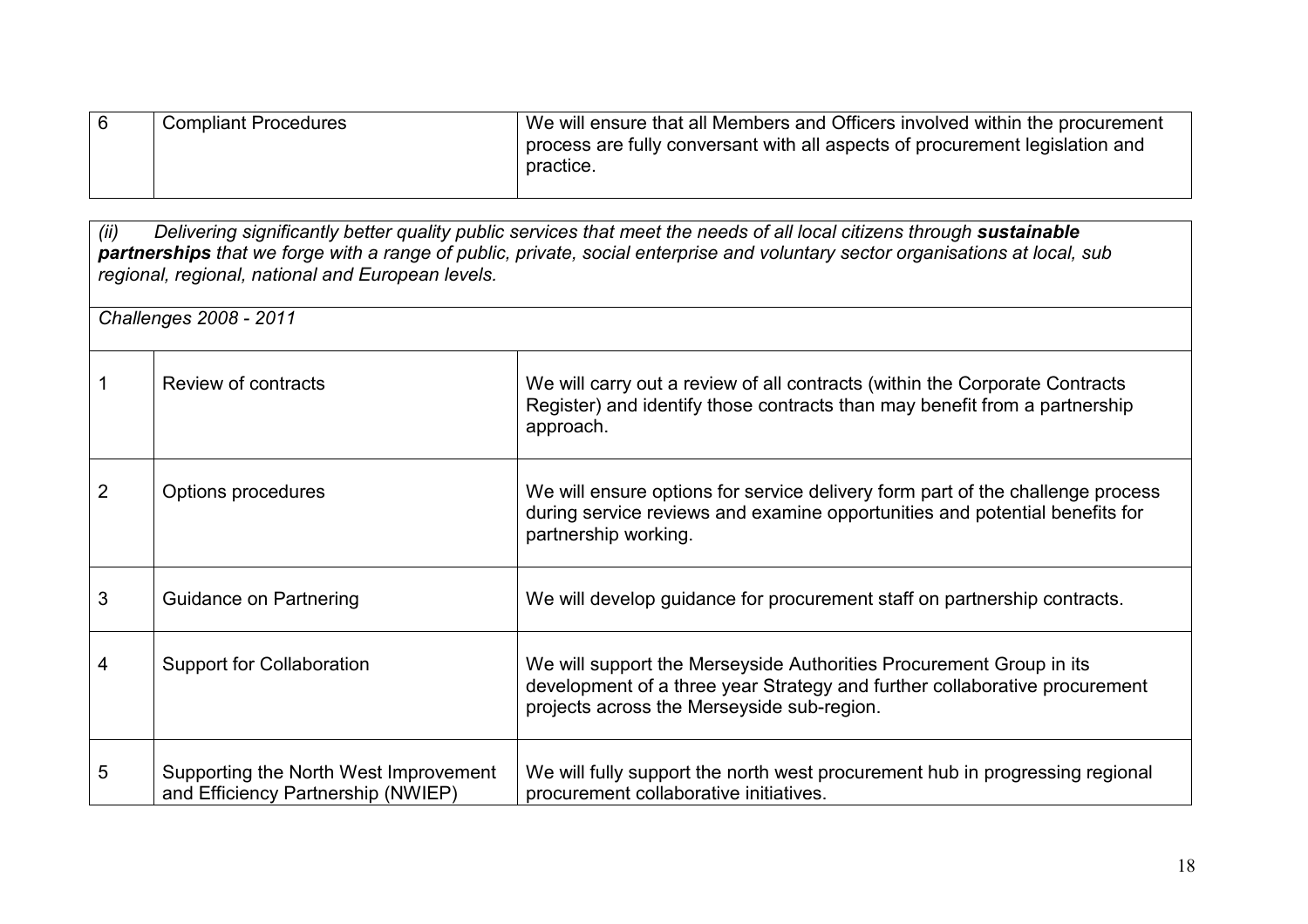| 6 | Compliant Procedures | We will ensure that all Members and Officers involved within the procurement process are fully conversant with all aspects of procurement legislation and practice. |
|---|---|---|

*(ii) Delivering significantly better quality public services that meet the needs of all local citizens through **sustainable partnerships** that we forge with a range of public, private, social enterprise and voluntary sector organisations at local, sub regional, regional, national and European levels.*

*Challenges 2008 - 2011*

| | | |
|---|---|---|
| 1 | Review of contracts | We will carry out a review of all contracts (within the Corporate Contracts Register) and identify those contracts than may benefit from a partnership approach. |
| 2 | Options procedures | We will ensure options for service delivery form part of the challenge process during service reviews and examine opportunities and potential benefits for partnership working. |
| 3 | Guidance on Partnering | We will develop guidance for procurement staff on partnership contracts. |
| 4 | Support for Collaboration | We will support the Merseyside Authorities Procurement Group in its development of a three year Strategy and further collaborative procurement projects across the Merseyside sub-region. |
| 5 | Supporting the North West Improvement and Efficiency Partnership (NWIEP) | We will fully support the north west procurement hub in progressing regional procurement collaborative initiatives. |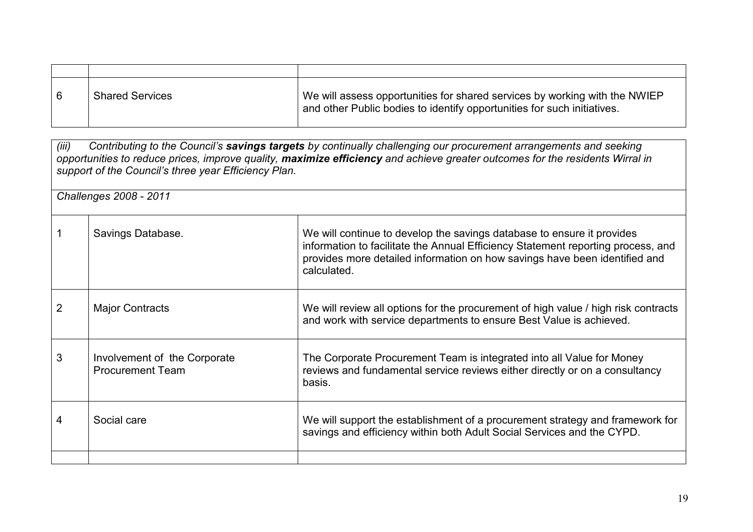| | | |
|---|---|---|
| 6 | Shared Services | We will assess opportunities for shared services by working with the NWIEP and other Public bodies to identify opportunities for such initiatives. |

*(iii) Contributing to the Council's **savings targets** by continually challenging our procurement arrangements and seeking opportunities to reduce prices, improve quality, **maximize efficiency** and achieve greater outcomes for the residents Wirral in support of the Council's three year Efficiency Plan.*

*Challenges 2008 - 2011*

| | | |
|---|---|---|
| 1 | Savings Database. | We will continue to develop the savings database to ensure it provides information to facilitate the Annual Efficiency Statement reporting process, and provides more detailed information on how savings have been identified and calculated. |
| 2 | Major Contracts | We will review all options for the procurement of high value / high risk contracts and work with service departments to ensure Best Value is achieved. |
| 3 | Involvement of the Corporate Procurement Team | The Corporate Procurement Team is integrated into all Value for Money reviews and fundamental service reviews either directly or on a consultancy basis. |
| 4 | Social care | We will support the establishment of a procurement strategy and framework for savings and efficiency within both Adult Social Services and the CYPD. |
| | | |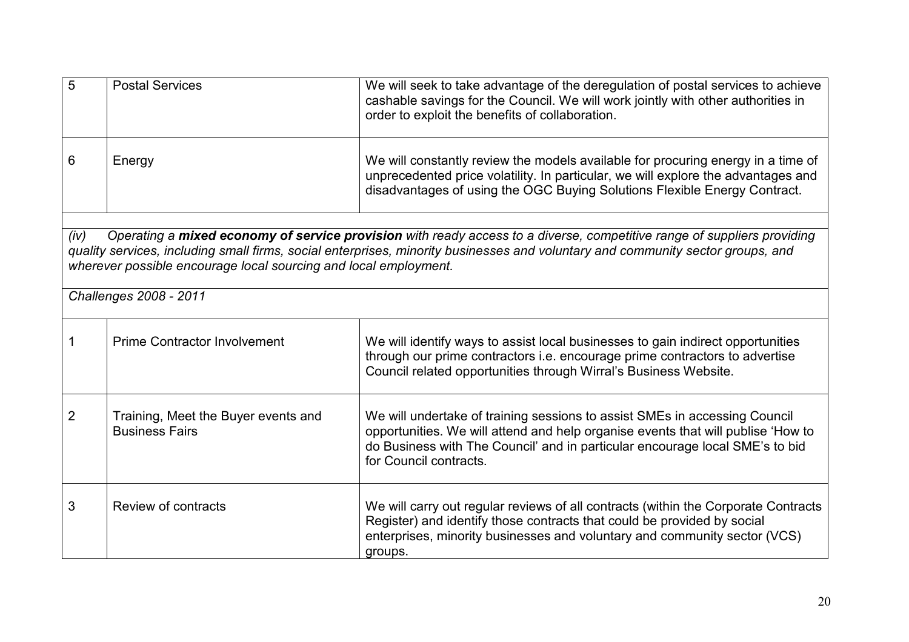| | | |
|---|---|---|
| 5 | Postal Services | We will seek to take advantage of the deregulation of postal services to achieve cashable savings for the Council. We will work jointly with other authorities in order to exploit the benefits of collaboration. |
| 6 | Energy | We will constantly review the models available for procuring energy in a time of unprecedented price volatility. In particular, we will explore the advantages and disadvantages of using the OGC Buying Solutions Flexible Energy Contract. |

*(iv) Operating a* ***mixed economy of service provision*** *with ready access to a diverse, competitive range of suppliers providing quality services, including small firms, social enterprises, minority businesses and voluntary and community sector groups, and wherever possible encourage local sourcing and local employment.*

*Challenges 2008 - 2011*

| | | |
|---|---|---|
| 1 | Prime Contractor Involvement | We will identify ways to assist local businesses to gain indirect opportunities through our prime contractors i.e. encourage prime contractors to advertise Council related opportunities through Wirral's Business Website. |
| 2 | Training, Meet the Buyer events and Business Fairs | We will undertake of training sessions to assist SMEs in accessing Council opportunities. We will attend and help organise events that will publise 'How to do Business with The Council' and in particular encourage local SME's to bid for Council contracts. |
| 3 | Review of contracts | We will carry out regular reviews of all contracts (within the Corporate Contracts Register) and identify those contracts that could be provided by social enterprises, minority businesses and voluntary and community sector (VCS) groups. |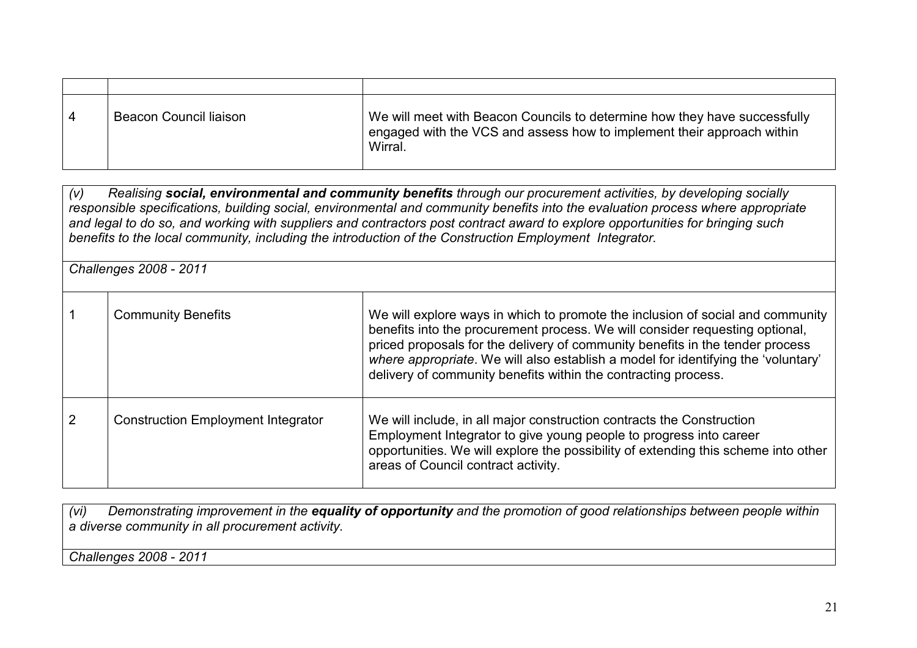| | | |
|---|---|---|
| 4 | Beacon Council liaison | We will meet with Beacon Councils to determine how they have successfully engaged with the VCS and assess how to implement their approach within Wirral. |

*(v) Realising **social, environmental and community benefits** through our procurement activities, by developing socially responsible specifications, building social, environmental and community benefits into the evaluation process where appropriate and legal to do so, and working with suppliers and contractors post contract award to explore opportunities for bringing such benefits to the local community, including the introduction of the Construction Employment Integrator.*

*Challenges 2008 - 2011*

| | | |
|---|---|---|
| 1 | Community Benefits | We will explore ways in which to promote the inclusion of social and community benefits into the procurement process. We will consider requesting optional, priced proposals for the delivery of community benefits in the tender process *where appropriate*. We will also establish a model for identifying the 'voluntary' delivery of community benefits within the contracting process. |
| 2 | Construction Employment Integrator | We will include, in all major construction contracts the Construction Employment Integrator to give young people to progress into career opportunities. We will explore the possibility of extending this scheme into other areas of Council contract activity. |

*(vi) Demonstrating improvement in the **equality of opportunity** and the promotion of good relationships between people within a diverse community in all procurement activity.*

*Challenges 2008 - 2011*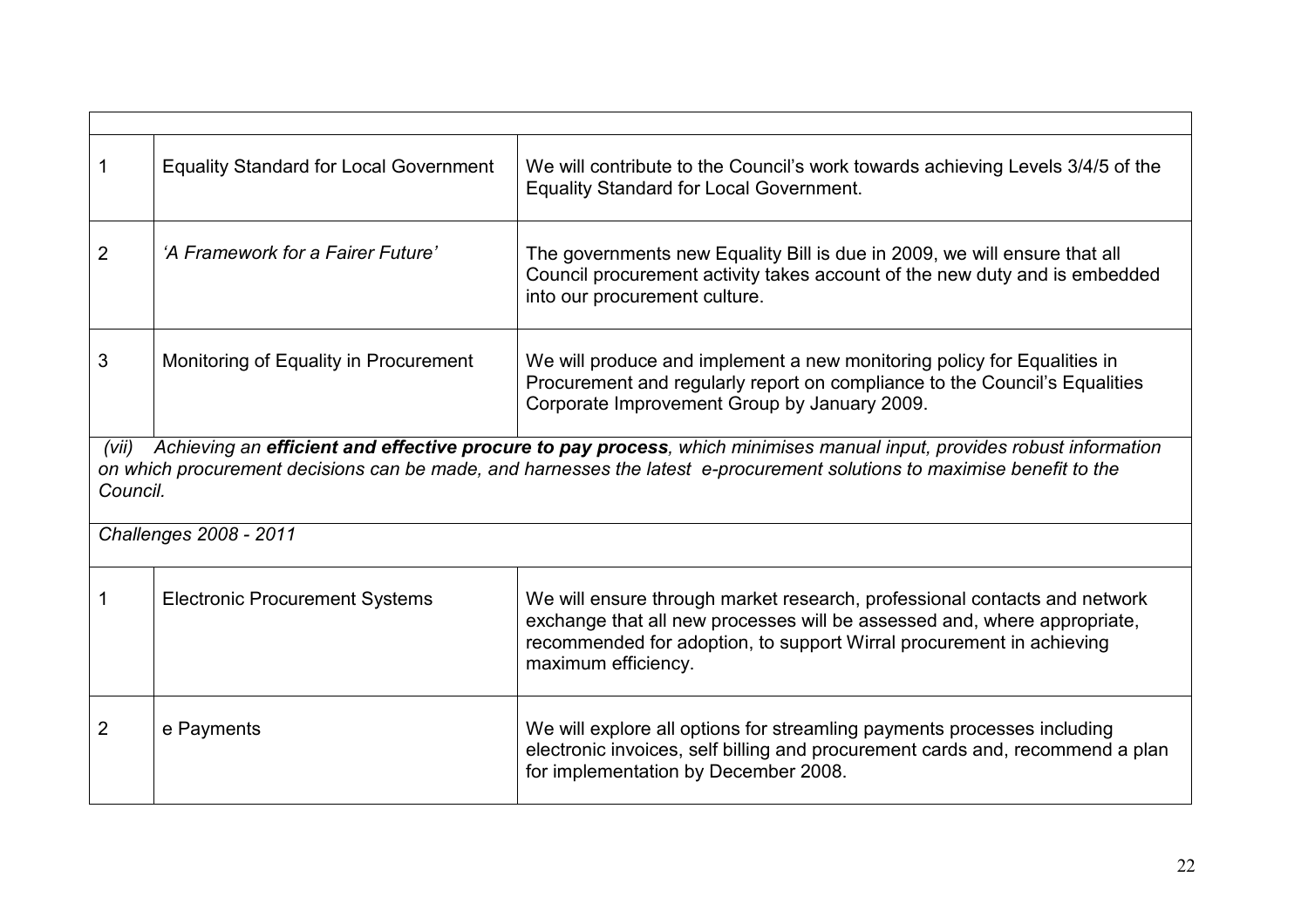| | | |
|---|---|---|
| 1 | Equality Standard for Local Government | We will contribute to the Council's work towards achieving Levels 3/4/5 of the Equality Standard for Local Government. |
| 2 | *'A Framework for a Fairer Future'* | The governments new Equality Bill is due in 2009, we will ensure that all Council procurement activity takes account of the new duty and is embedded into our procurement culture. |
| 3 | Monitoring of Equality in Procurement | We will produce and implement a new monitoring policy for Equalities in Procurement and regularly report on compliance to the Council's Equalities Corporate Improvement Group by January 2009. |
| *(vii) Achieving an **efficient and effective procure to pay process**, which minimises manual input, provides robust information on which procurement decisions can be made, and harnesses the latest e-procurement solutions to maximise benefit to the Council.* | | |
| *Challenges 2008 - 2011* | | |
| 1 | Electronic Procurement Systems | We will ensure through market research, professional contacts and network exchange that all new processes will be assessed and, where appropriate, recommended for adoption, to support Wirral procurement in achieving maximum efficiency. |
| 2 | e Payments | We will explore all options for streamling payments processes including electronic invoices, self billing and procurement cards and, recommend a plan for implementation by December 2008. |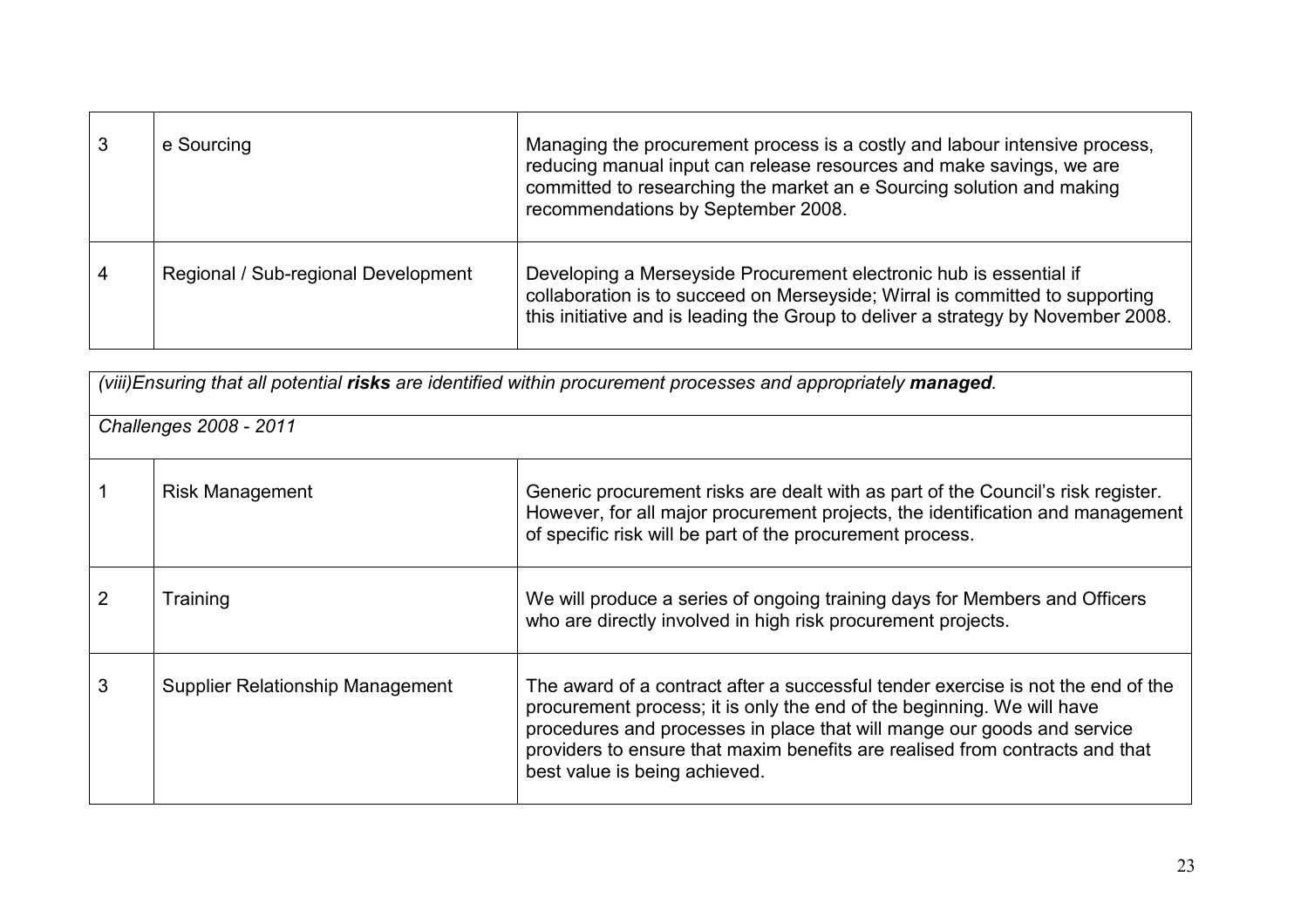| | | |
|---|---|---|
| 3 | e Sourcing | Managing the procurement process is a costly and labour intensive process, reducing manual input can release resources and make savings, we are committed to researching the market an e Sourcing solution and making recommendations by September 2008. |
| 4 | Regional / Sub-regional Development | Developing a Merseyside Procurement electronic hub is essential if collaboration is to succeed on Merseyside; Wirral is committed to supporting this initiative and is leading the Group to deliver a strategy by November 2008. |

| *(viii)Ensuring that all potential **risks** are identified within procurement processes and appropriately **managed**.* | | |
|---|---|---|
| *Challenges 2008 - 2011* | | |
| 1 | Risk Management | Generic procurement risks are dealt with as part of the Council's risk register. However, for all major procurement projects, the identification and management of specific risk will be part of the procurement process. |
| 2 | Training | We will produce a series of ongoing training days for Members and Officers who are directly involved in high risk procurement projects. |
| 3 | Supplier Relationship Management | The award of a contract after a successful tender exercise is not the end of the procurement process; it is only the end of the beginning. We will have procedures and processes in place that will mange our goods and service providers to ensure that maxim benefits are realised from contracts and that best value is being achieved. |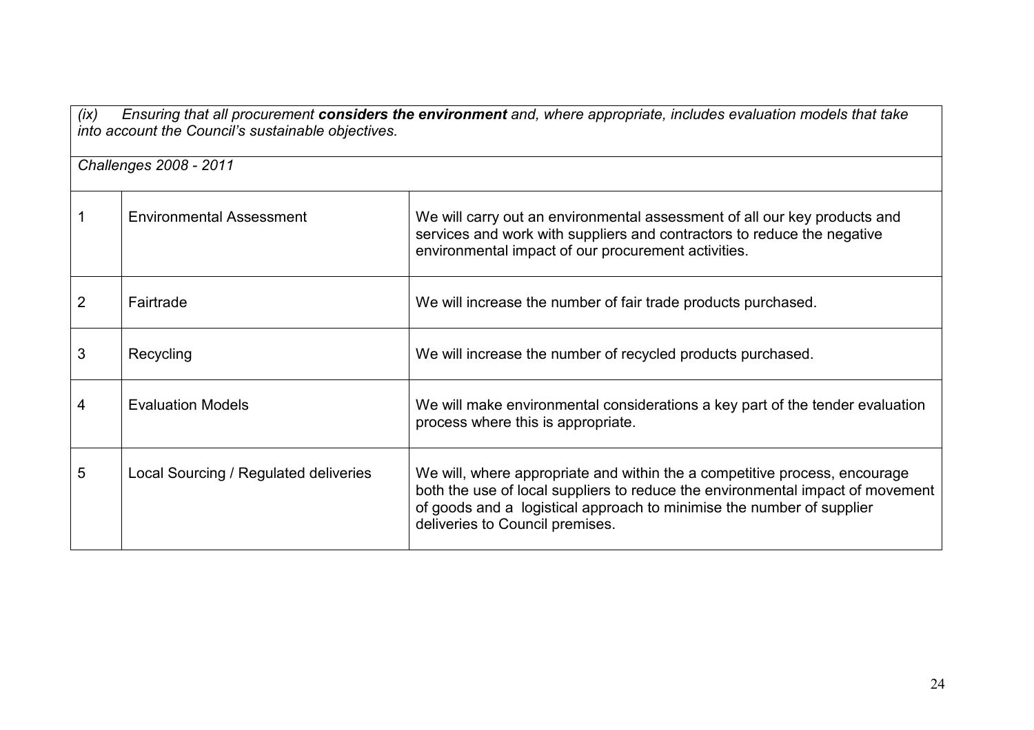| *(ix) Ensuring that all procurement **considers the environment** and, where appropriate, includes evaluation models that take into account the Council's sustainable objectives.* | | |
|---|---|---|
| *Challenges 2008 - 2011* | | |
| 1 | Environmental Assessment | We will carry out an environmental assessment of all our key products and services and work with suppliers and contractors to reduce the negative environmental impact of our procurement activities. |
| 2 | Fairtrade | We will increase the number of fair trade products purchased. |
| 3 | Recycling | We will increase the number of recycled products purchased. |
| 4 | Evaluation Models | We will make environmental considerations a key part of the tender evaluation process where this is appropriate. |
| 5 | Local Sourcing / Regulated deliveries | We will, where appropriate and within the a competitive process, encourage both the use of local suppliers to reduce the environmental impact of movement of goods and a logistical approach to minimise the number of supplier deliveries to Council premises. |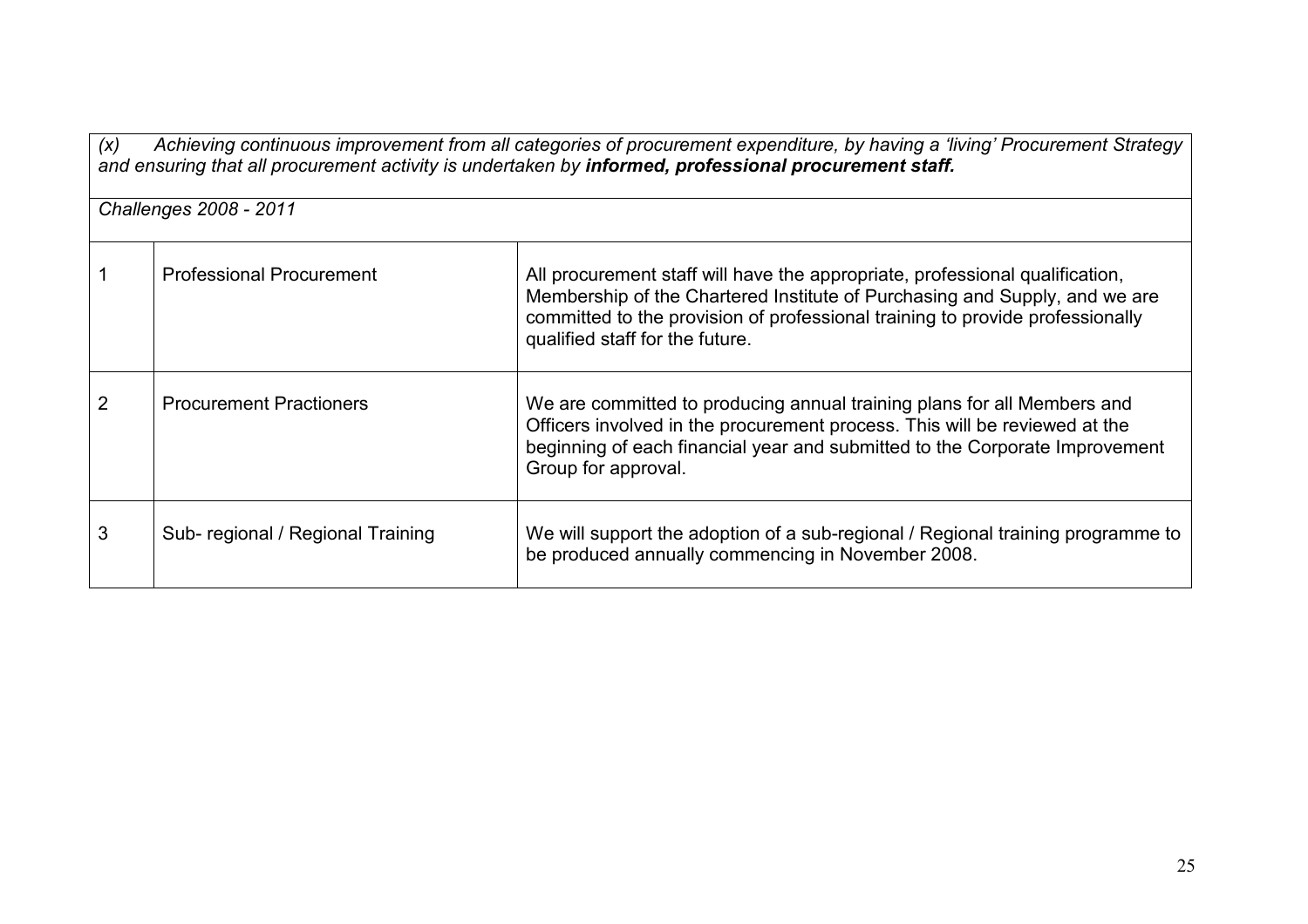| *(x) Achieving continuous improvement from all categories of procurement expenditure, by having a 'living' Procurement Strategy and ensuring that all procurement activity is undertaken by **informed, professional procurement staff.*** | | |
|---|---|---|
| *Challenges 2008 - 2011* | | |
| 1 | Professional Procurement | All procurement staff will have the appropriate, professional qualification, Membership of the Chartered Institute of Purchasing and Supply, and we are committed to the provision of professional training to provide professionally qualified staff for the future. |
| 2 | Procurement Practioners | We are committed to producing annual training plans for all Members and Officers involved in the procurement process. This will be reviewed at the beginning of each financial year and submitted to the Corporate Improvement Group for approval. |
| 3 | Sub- regional / Regional Training | We will support the adoption of a sub-regional / Regional training programme to be produced annually commencing in November 2008. |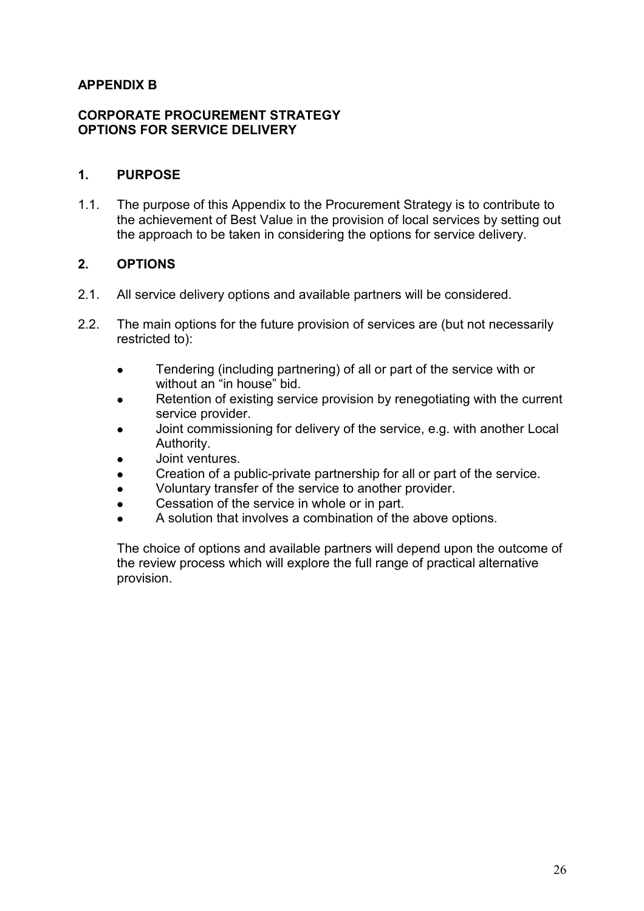# APPENDIX B

## CORPORATE PROCUREMENT STRATEGY
## OPTIONS FOR SERVICE DELIVERY

### 1. PURPOSE

1.1. The purpose of this Appendix to the Procurement Strategy is to contribute to the achievement of Best Value in the provision of local services by setting out the approach to be taken in considering the options for service delivery.

### 2. OPTIONS

2.1. All service delivery options and available partners will be considered.

2.2. The main options for the future provision of services are (but not necessarily restricted to):

- Tendering (including partnering) of all or part of the service with or without an "in house" bid.
- Retention of existing service provision by renegotiating with the current service provider.
- Joint commissioning for delivery of the service, e.g. with another Local Authority.
- Joint ventures.
- Creation of a public-private partnership for all or part of the service.
- Voluntary transfer of the service to another provider.
- Cessation of the service in whole or in part.
- A solution that involves a combination of the above options.

The choice of options and available partners will depend upon the outcome of the review process which will explore the full range of practical alternative provision.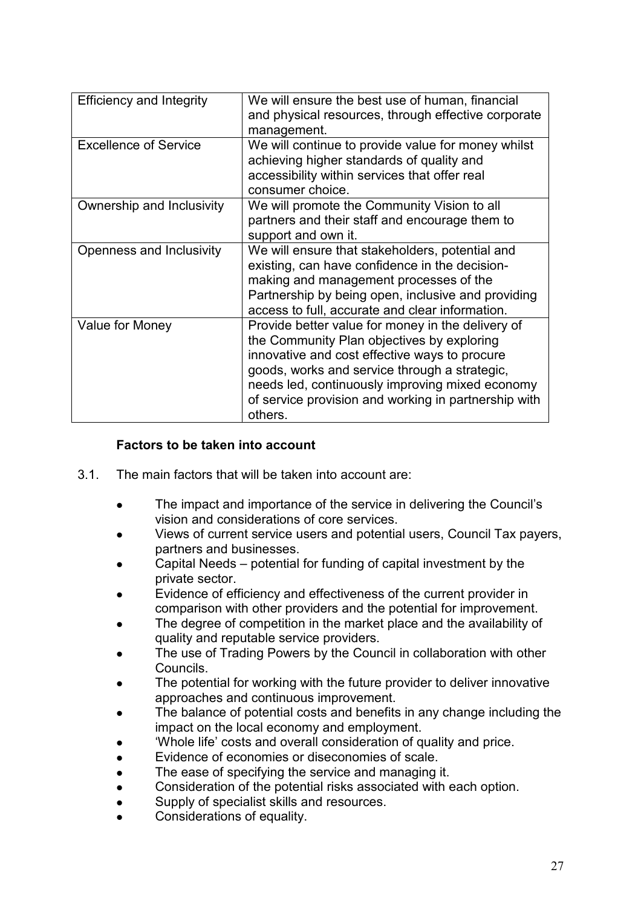| Efficiency and Integrity | We will ensure the best use of human, financial and physical resources, through effective corporate management. |
|---|---|
| Excellence of Service | We will continue to provide value for money whilst achieving higher standards of quality and accessibility within services that offer real consumer choice. |
| Ownership and Inclusivity | We will promote the Community Vision to all partners and their staff and encourage them to support and own it. |
| Openness and Inclusivity | We will ensure that stakeholders, potential and existing, can have confidence in the decision-making and management processes of the Partnership by being open, inclusive and providing access to full, accurate and clear information. |
| Value for Money | Provide better value for money in the delivery of the Community Plan objectives by exploring innovative and cost effective ways to procure goods, works and service through a strategic, needs led, continuously improving mixed economy of service provision and working in partnership with others. |

**Factors to be taken into account**

3.1. The main factors that will be taken into account are:

- The impact and importance of the service in delivering the Council's vision and considerations of core services.
- Views of current service users and potential users, Council Tax payers, partners and businesses.
- Capital Needs – potential for funding of capital investment by the private sector.
- Evidence of efficiency and effectiveness of the current provider in comparison with other providers and the potential for improvement.
- The degree of competition in the market place and the availability of quality and reputable service providers.
- The use of Trading Powers by the Council in collaboration with other Councils.
- The potential for working with the future provider to deliver innovative approaches and continuous improvement.
- The balance of potential costs and benefits in any change including the impact on the local economy and employment.
- 'Whole life' costs and overall consideration of quality and price.
- Evidence of economies or diseconomies of scale.
- The ease of specifying the service and managing it.
- Consideration of the potential risks associated with each option.
- Supply of specialist skills and resources.
- Considerations of equality.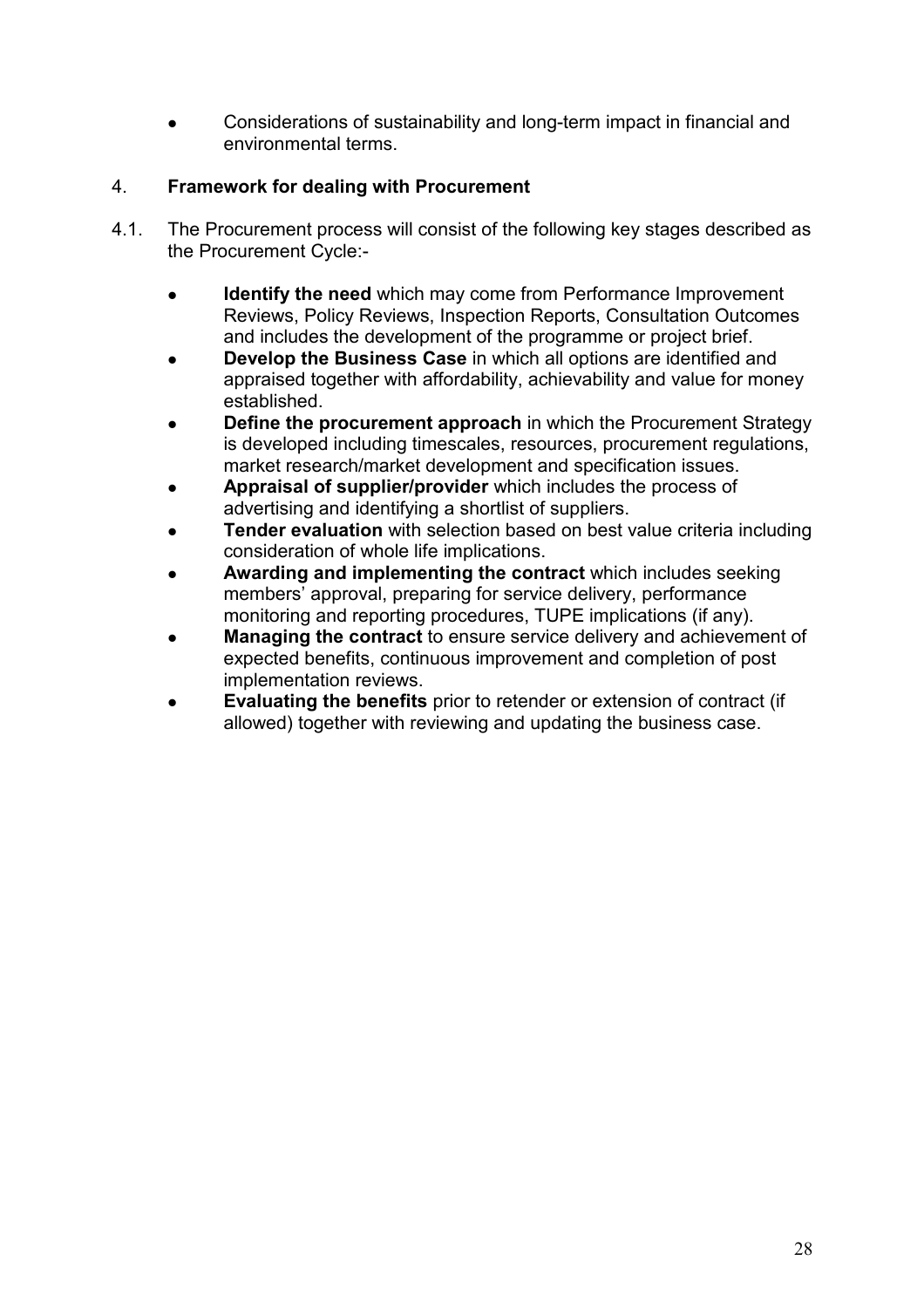- Considerations of sustainability and long-term impact in financial and environmental terms.

## 4. Framework for dealing with Procurement

4.1. The Procurement process will consist of the following key stages described as the Procurement Cycle:-

- **Identify the need** which may come from Performance Improvement Reviews, Policy Reviews, Inspection Reports, Consultation Outcomes and includes the development of the programme or project brief.
- **Develop the Business Case** in which all options are identified and appraised together with affordability, achievability and value for money established.
- **Define the procurement approach** in which the Procurement Strategy is developed including timescales, resources, procurement regulations, market research/market development and specification issues.
- **Appraisal of supplier/provider** which includes the process of advertising and identifying a shortlist of suppliers.
- **Tender evaluation** with selection based on best value criteria including consideration of whole life implications.
- **Awarding and implementing the contract** which includes seeking members' approval, preparing for service delivery, performance monitoring and reporting procedures, TUPE implications (if any).
- **Managing the contract** to ensure service delivery and achievement of expected benefits, continuous improvement and completion of post implementation reviews.
- **Evaluating the benefits** prior to retender or extension of contract (if allowed) together with reviewing and updating the business case.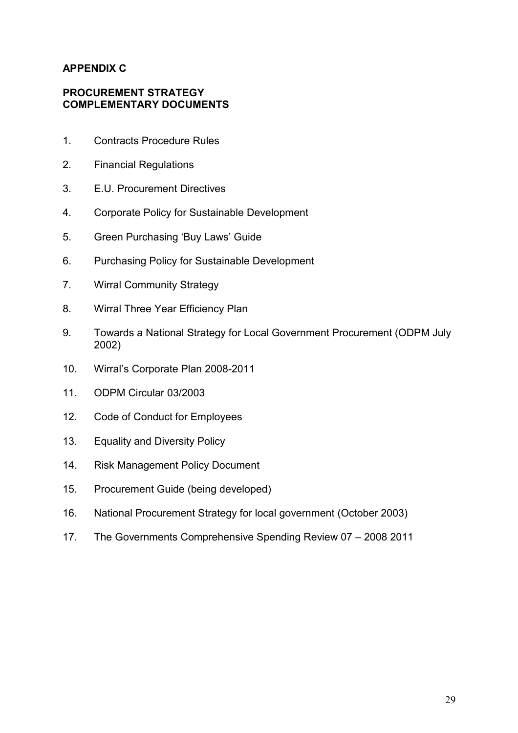**APPENDIX C**

**PROCUREMENT STRATEGY**
**COMPLEMENTARY DOCUMENTS**

1. Contracts Procedure Rules
2. Financial Regulations
3. E.U. Procurement Directives
4. Corporate Policy for Sustainable Development
5. Green Purchasing 'Buy Laws' Guide
6. Purchasing Policy for Sustainable Development
7. Wirral Community Strategy
8. Wirral Three Year Efficiency Plan
9. Towards a National Strategy for Local Government Procurement (ODPM July 2002)
10. Wirral's Corporate Plan 2008-2011
11. ODPM Circular 03/2003
12. Code of Conduct for Employees
13. Equality and Diversity Policy
14. Risk Management Policy Document
15. Procurement Guide (being developed)
16. National Procurement Strategy for local government (October 2003)
17. The Governments Comprehensive Spending Review 07 – 2008 2011